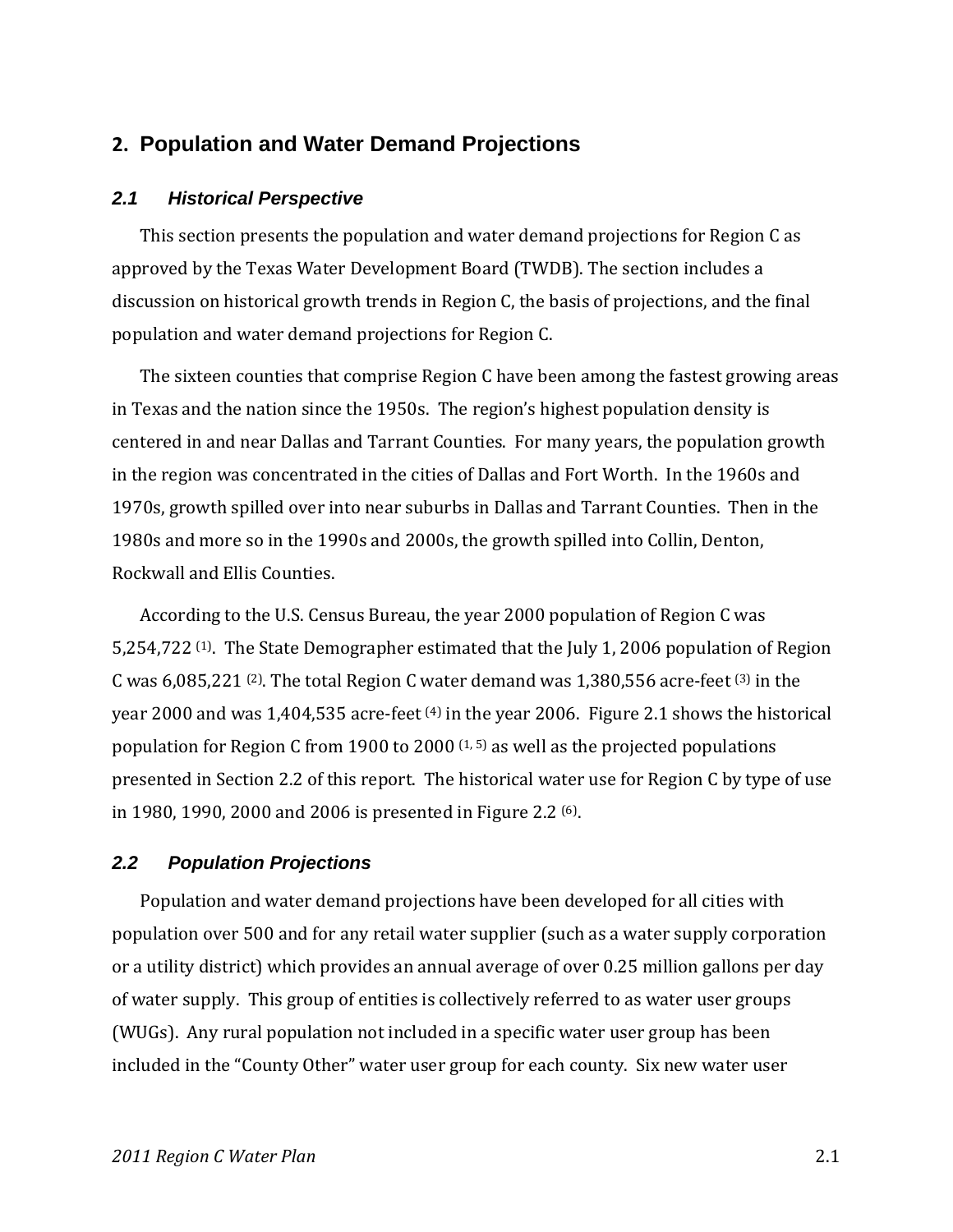# 2. Population and Water Demand Projections

## 2.1 Historical Perspective

This section presents the population and water demand projections for Region C as approved by the Texas Water Development Board (TWDB). The section includes a discussion on historical growth trends in Region C, the basis of projections, and the final population and water demand projections for Region C.

The sixteen counties that comprise Region C have been among the fastest growing areas in Texas and the nation since the 1950s. The region's highest population density is centered in and near Dallas and Tarrant Counties. For many years, the population growth in the region was concentrated in the cities of Dallas and Fort Worth. In the 1960s and 1970s, growth spilled over into near suburbs in Dallas and Tarrant Counties. Then in the 1980s and more so in the 1990s and 2000s, the growth spilled into Collin, Denton, Rockwall and Ellis Counties.

According to the U.S. Census Bureau, the year 2000 population of Region C was 5,254,722 [1]. The State Demographer estimated that the July 1, 2006 population of Region C was 6,085,221 [2]. The total Region C water demand was 1,380,556 acre-feet [3] in the year 2000 and was 1,404,535 acre-feet [4] in the year 2006. Figure 2.1 shows the historical population for Region C from 1900 to 2000 [1, 5] as well as the projected populations presented in Section 2.2 of this report. The historical water use for Region C by type of use in 1980, 1990, 2000 and 2006 is presented in Figure 2.2 [6].

## 2.2 Population Projections

Population and water demand projections have been developed for all cities with population over 500 and for any retail water supplier (such as a water supply corporation or a utility district) which provides an annual average of over 0.25 million gallons per day of water supply. This group of entities is collectively referred to as water user groups (WUGs). Any rural population not included in a specific water user group has been included in the "County Other" water user group for each county. Six new water user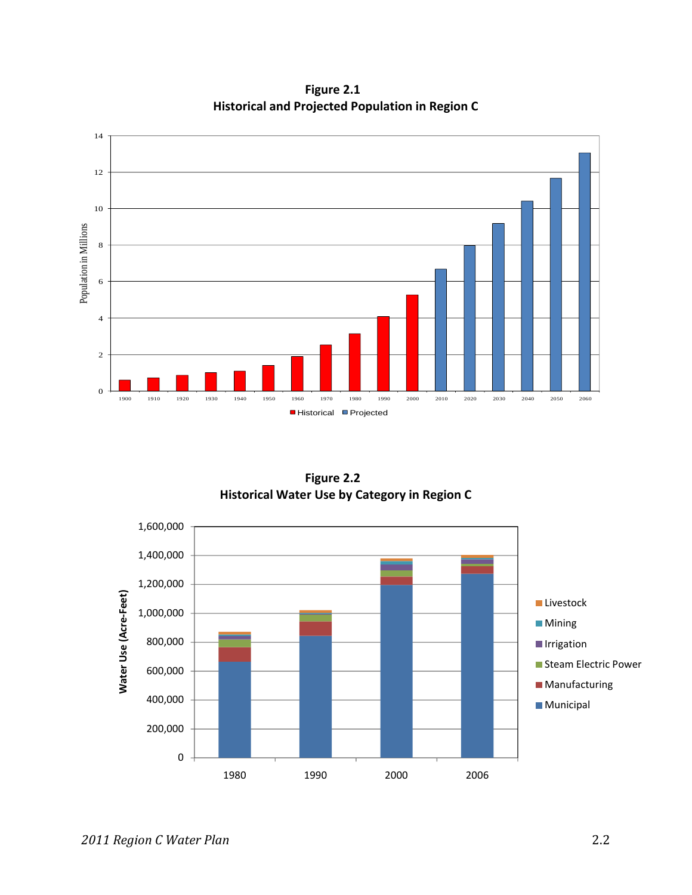**Figure 2.1**
**Historical and Projected Population in Region C**

**Figure 2.2**
**Historical Water Use by Category in Region C**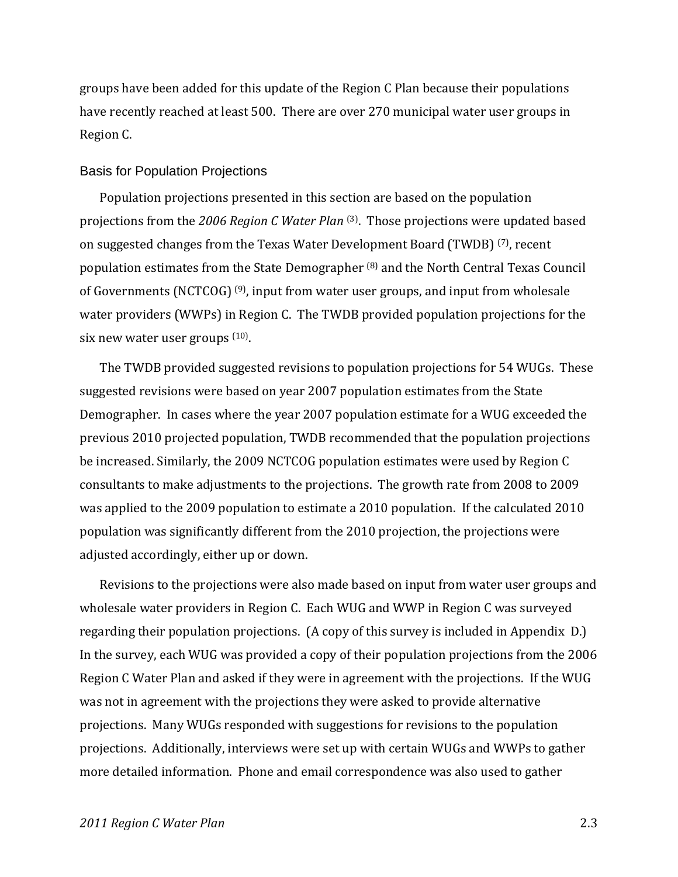groups have been added for this update of the Region C Plan because their populations have recently reached at least 500. There are over 270 municipal water user groups in Region C.

## Basis for Population Projections

Population projections presented in this section are based on the population projections from the *2006 Region C Water Plan* [(3)]. Those projections were updated based on suggested changes from the Texas Water Development Board (TWDB) [(7)], recent population estimates from the State Demographer [(8)] and the North Central Texas Council of Governments (NCTCOG) [(9)], input from water user groups, and input from wholesale water providers (WWPs) in Region C. The TWDB provided population projections for the six new water user groups [(10)].

The TWDB provided suggested revisions to population projections for 54 WUGs. These suggested revisions were based on year 2007 population estimates from the State Demographer. In cases where the year 2007 population estimate for a WUG exceeded the previous 2010 projected population, TWDB recommended that the population projections be increased. Similarly, the 2009 NCTCOG population estimates were used by Region C consultants to make adjustments to the projections. The growth rate from 2008 to 2009 was applied to the 2009 population to estimate a 2010 population. If the calculated 2010 population was significantly different from the 2010 projection, the projections were adjusted accordingly, either up or down.

Revisions to the projections were also made based on input from water user groups and wholesale water providers in Region C. Each WUG and WWP in Region C was surveyed regarding their population projections. (A copy of this survey is included in Appendix D.) In the survey, each WUG was provided a copy of their population projections from the 2006 Region C Water Plan and asked if they were in agreement with the projections. If the WUG was not in agreement with the projections they were asked to provide alternative projections. Many WUGs responded with suggestions for revisions to the population projections. Additionally, interviews were set up with certain WUGs and WWPs to gather more detailed information. Phone and email correspondence was also used to gather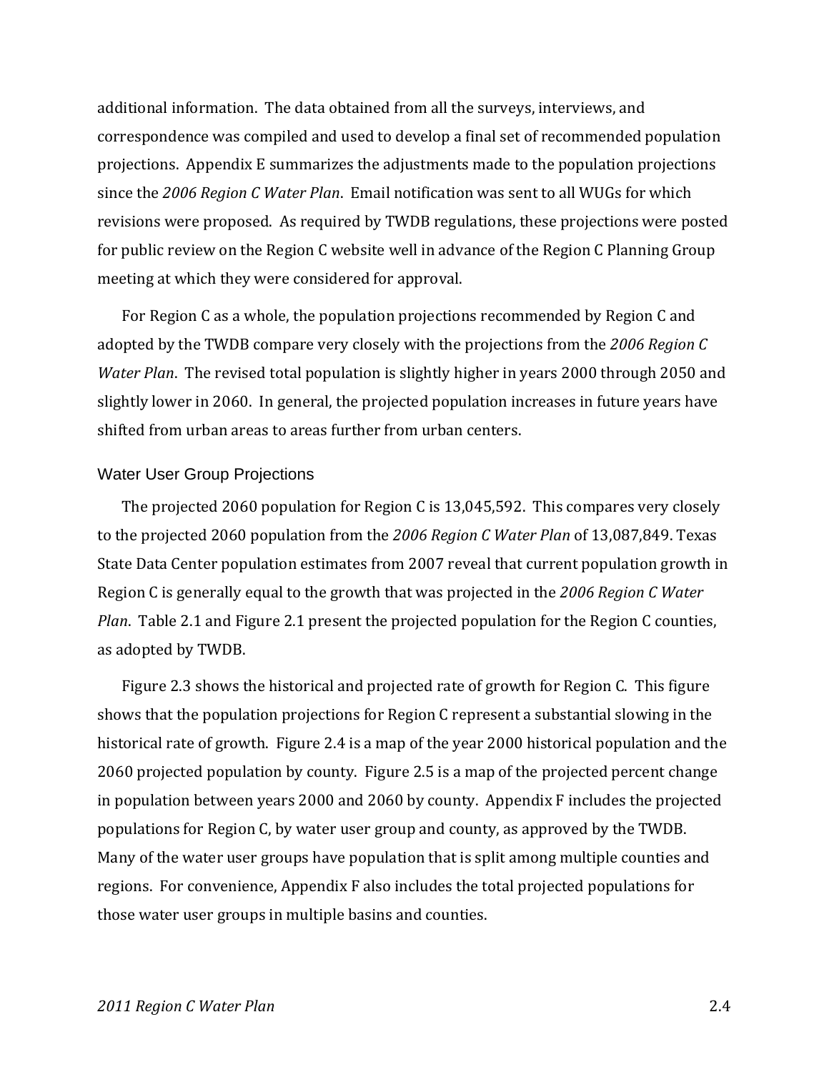additional information. The data obtained from all the surveys, interviews, and correspondence was compiled and used to develop a final set of recommended population projections. Appendix E summarizes the adjustments made to the population projections since the *2006 Region C Water Plan*. Email notification was sent to all WUGs for which revisions were proposed. As required by TWDB regulations, these projections were posted for public review on the Region C website well in advance of the Region C Planning Group meeting at which they were considered for approval.

For Region C as a whole, the population projections recommended by Region C and adopted by the TWDB compare very closely with the projections from the *2006 Region C Water Plan*. The revised total population is slightly higher in years 2000 through 2050 and slightly lower in 2060. In general, the projected population increases in future years have shifted from urban areas to areas further from urban centers.

### Water User Group Projections

The projected 2060 population for Region C is 13,045,592. This compares very closely to the projected 2060 population from the *2006 Region C Water Plan* of 13,087,849. Texas State Data Center population estimates from 2007 reveal that current population growth in Region C is generally equal to the growth that was projected in the *2006 Region C Water Plan*. Table 2.1 and Figure 2.1 present the projected population for the Region C counties, as adopted by TWDB.

Figure 2.3 shows the historical and projected rate of growth for Region C. This figure shows that the population projections for Region C represent a substantial slowing in the historical rate of growth. Figure 2.4 is a map of the year 2000 historical population and the 2060 projected population by county. Figure 2.5 is a map of the projected percent change in population between years 2000 and 2060 by county. Appendix F includes the projected populations for Region C, by water user group and county, as approved by the TWDB. Many of the water user groups have population that is split among multiple counties and regions. For convenience, Appendix F also includes the total projected populations for those water user groups in multiple basins and counties.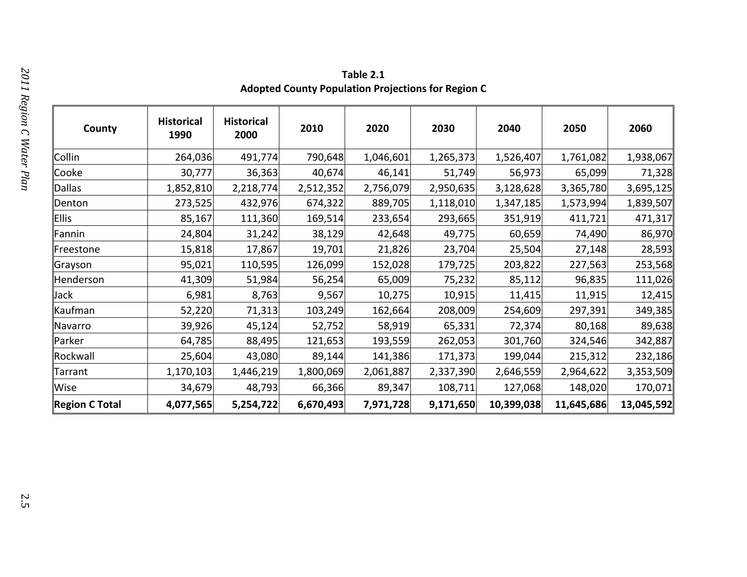**Table 2.1**
**Adopted County Population Projections for Region C**

| County | Historical 1990 | Historical 2000 | 2010 | 2020 | 2030 | 2040 | 2050 | 2060 |
|---|---|---|---|---|---|---|---|---|
| Collin | 264,036 | 491,774 | 790,648 | 1,046,601 | 1,265,373 | 1,526,407 | 1,761,082 | 1,938,067 |
| Cooke | 30,777 | 36,363 | 40,674 | 46,141 | 51,749 | 56,973 | 65,099 | 71,328 |
| Dallas | 1,852,810 | 2,218,774 | 2,512,352 | 2,756,079 | 2,950,635 | 3,128,628 | 3,365,780 | 3,695,125 |
| Denton | 273,525 | 432,976 | 674,322 | 889,705 | 1,118,010 | 1,347,185 | 1,573,994 | 1,839,507 |
| Ellis | 85,167 | 111,360 | 169,514 | 233,654 | 293,665 | 351,919 | 411,721 | 471,317 |
| Fannin | 24,804 | 31,242 | 38,129 | 42,648 | 49,775 | 60,659 | 74,490 | 86,970 |
| Freestone | 15,818 | 17,867 | 19,701 | 21,826 | 23,704 | 25,504 | 27,148 | 28,593 |
| Grayson | 95,021 | 110,595 | 126,099 | 152,028 | 179,725 | 203,822 | 227,563 | 253,568 |
| Henderson | 41,309 | 51,984 | 56,254 | 65,009 | 75,232 | 85,112 | 96,835 | 111,026 |
| Jack | 6,981 | 8,763 | 9,567 | 10,275 | 10,915 | 11,415 | 11,915 | 12,415 |
| Kaufman | 52,220 | 71,313 | 103,249 | 162,664 | 208,009 | 254,609 | 297,391 | 349,385 |
| Navarro | 39,926 | 45,124 | 52,752 | 58,919 | 65,331 | 72,374 | 80,168 | 89,638 |
| Parker | 64,785 | 88,495 | 121,653 | 193,559 | 262,053 | 301,760 | 324,546 | 342,887 |
| Rockwall | 25,604 | 43,080 | 89,144 | 141,386 | 171,373 | 199,044 | 215,312 | 232,186 |
| Tarrant | 1,170,103 | 1,446,219 | 1,800,069 | 2,061,887 | 2,337,390 | 2,646,559 | 2,964,622 | 3,353,509 |
| Wise | 34,679 | 48,793 | 66,366 | 89,347 | 108,711 | 127,068 | 148,020 | 170,071 |
| **Region C Total** | **4,077,565** | **5,254,722** | **6,670,493** | **7,971,728** | **9,171,650** | **10,399,038** | **11,645,686** | **13,045,592** |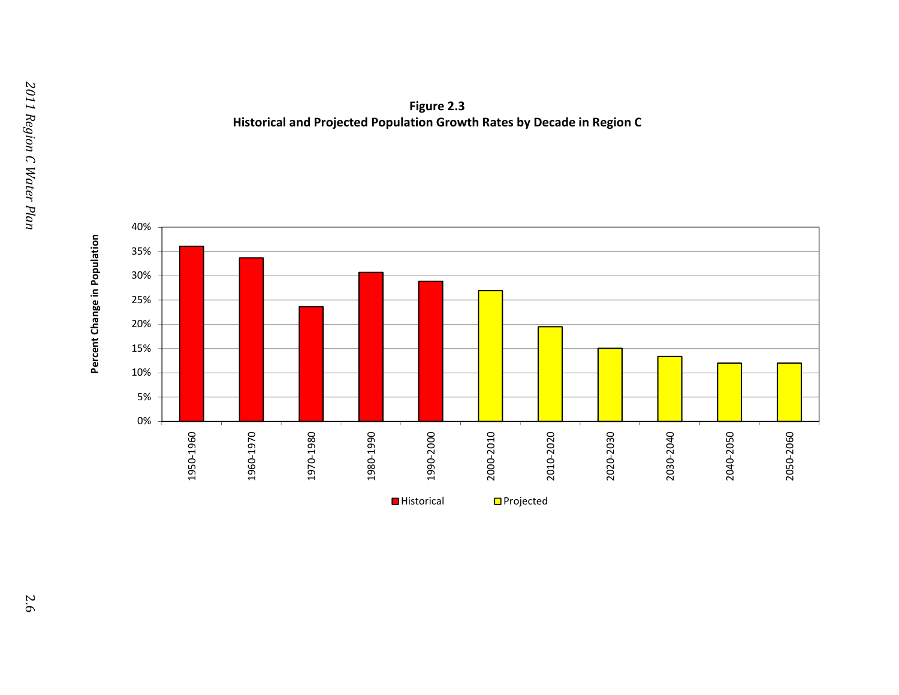**Figure 2.3**
**Historical and Projected Population Growth Rates by Decade in Region C**

| Decade | Percent Change in Population | Type |
|---|---|---|
| 1950-1960 | 36% | Historical |
| 1960-1970 | 33.7% | Historical |
| 1970-1980 | 23.6% | Historical |
| 1980-1990 | 30.7% | Historical |
| 1990-2000 | 28.8% | Historical |
| 2000-2010 | 26.9% | Projected |
| 2010-2020 | 19.5% | Projected |
| 2020-2030 | 15% | Projected |
| 2030-2040 | 13.4% | Projected |
| 2040-2050 | 12% | Projected |
| 2050-2060 | 12% | Projected |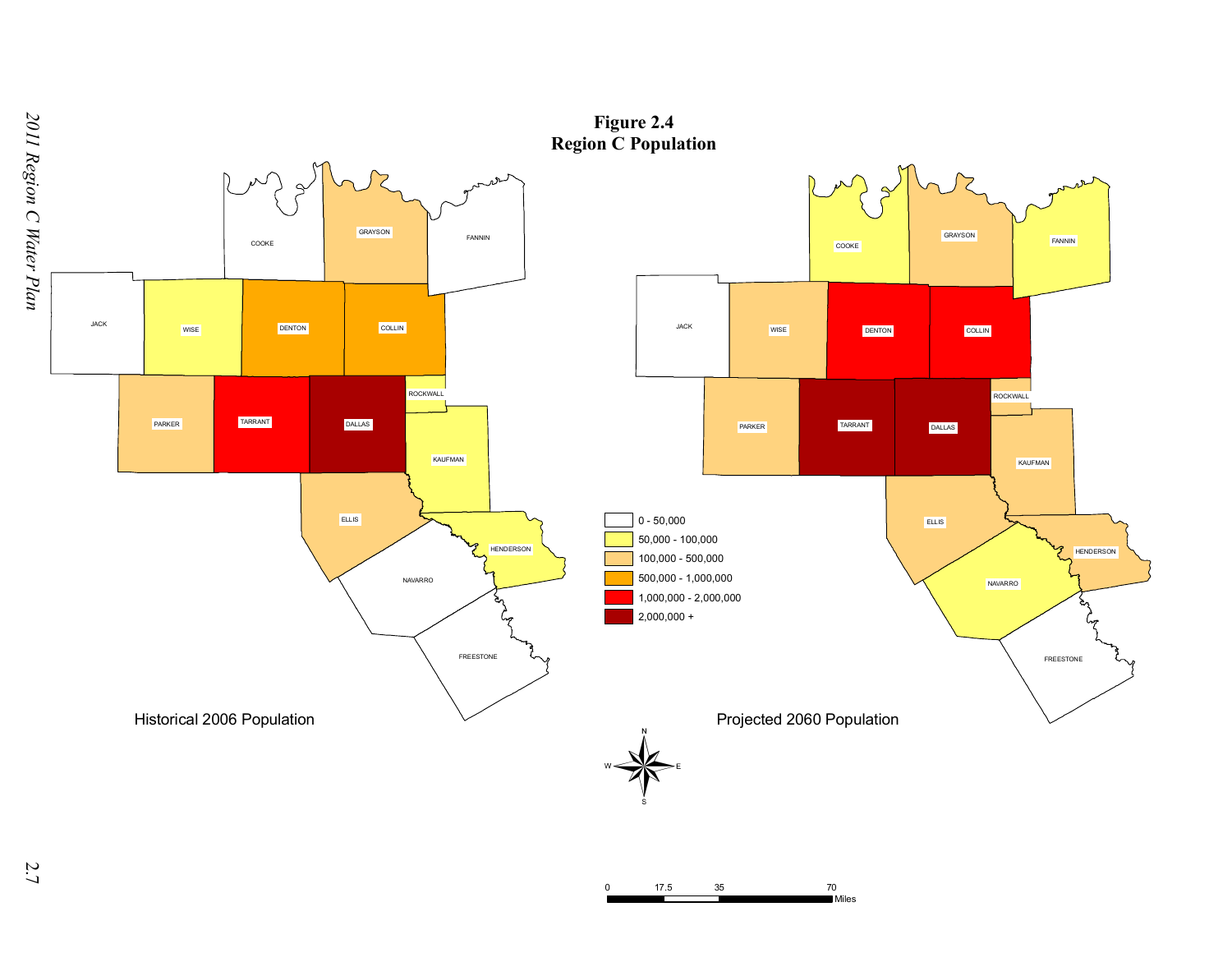**Figure 2.4**
**Region C Population**

| Legend |
| --- |
| 0 - 50,000 |
| 50,000 - 100,000 |
| 100,000 - 500,000 |
| 500,000 - 1,000,000 |
| 1,000,000 - 2,000,000 |
| 2,000,000 + |

Historical 2006 Population

Projected 2060 Population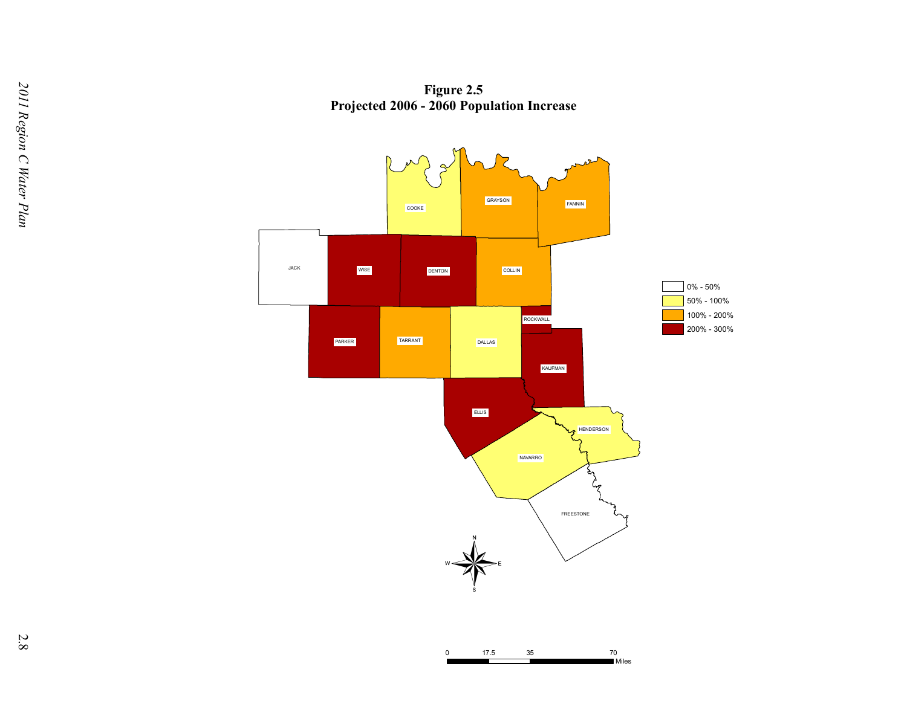**Figure 2.5**
**Projected 2006 - 2060 Population Increase**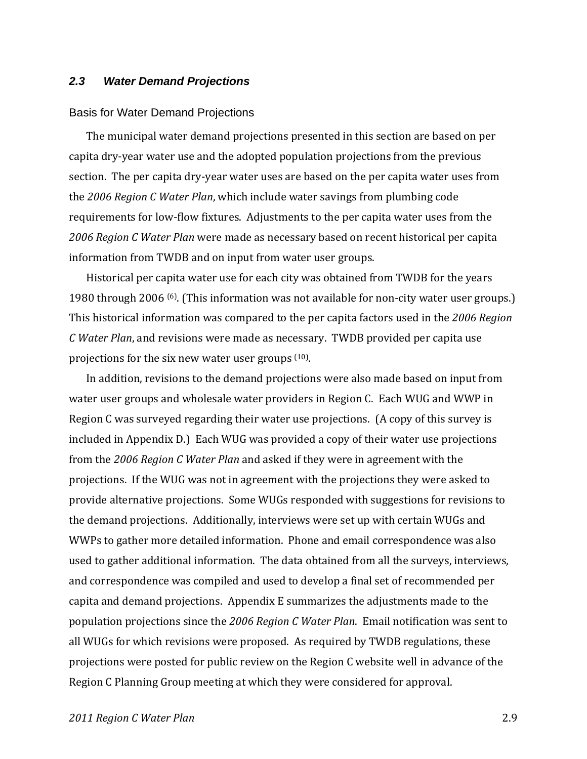## *2.3 Water Demand Projections*

### Basis for Water Demand Projections

The municipal water demand projections presented in this section are based on per capita dry-year water use and the adopted population projections from the previous section. The per capita dry-year water uses are based on the per capita water uses from the *2006 Region C Water Plan*, which include water savings from plumbing code requirements for low-flow fixtures. Adjustments to the per capita water uses from the *2006 Region C Water Plan* were made as necessary based on recent historical per capita information from TWDB and on input from water user groups.

Historical per capita water use for each city was obtained from TWDB for the years 1980 through 2006 [(6)]. (This information was not available for non-city water user groups.) This historical information was compared to the per capita factors used in the *2006 Region C Water Plan*, and revisions were made as necessary. TWDB provided per capita use projections for the six new water user groups [(10)].

In addition, revisions to the demand projections were also made based on input from water user groups and wholesale water providers in Region C. Each WUG and WWP in Region C was surveyed regarding their water use projections. (A copy of this survey is included in Appendix D.) Each WUG was provided a copy of their water use projections from the *2006 Region C Water Plan* and asked if they were in agreement with the projections. If the WUG was not in agreement with the projections they were asked to provide alternative projections. Some WUGs responded with suggestions for revisions to the demand projections. Additionally, interviews were set up with certain WUGs and WWPs to gather more detailed information. Phone and email correspondence was also used to gather additional information. The data obtained from all the surveys, interviews, and correspondence was compiled and used to develop a final set of recommended per capita and demand projections. Appendix E summarizes the adjustments made to the population projections since the *2006 Region C Water Plan*. Email notification was sent to all WUGs for which revisions were proposed. As required by TWDB regulations, these projections were posted for public review on the Region C website well in advance of the Region C Planning Group meeting at which they were considered for approval.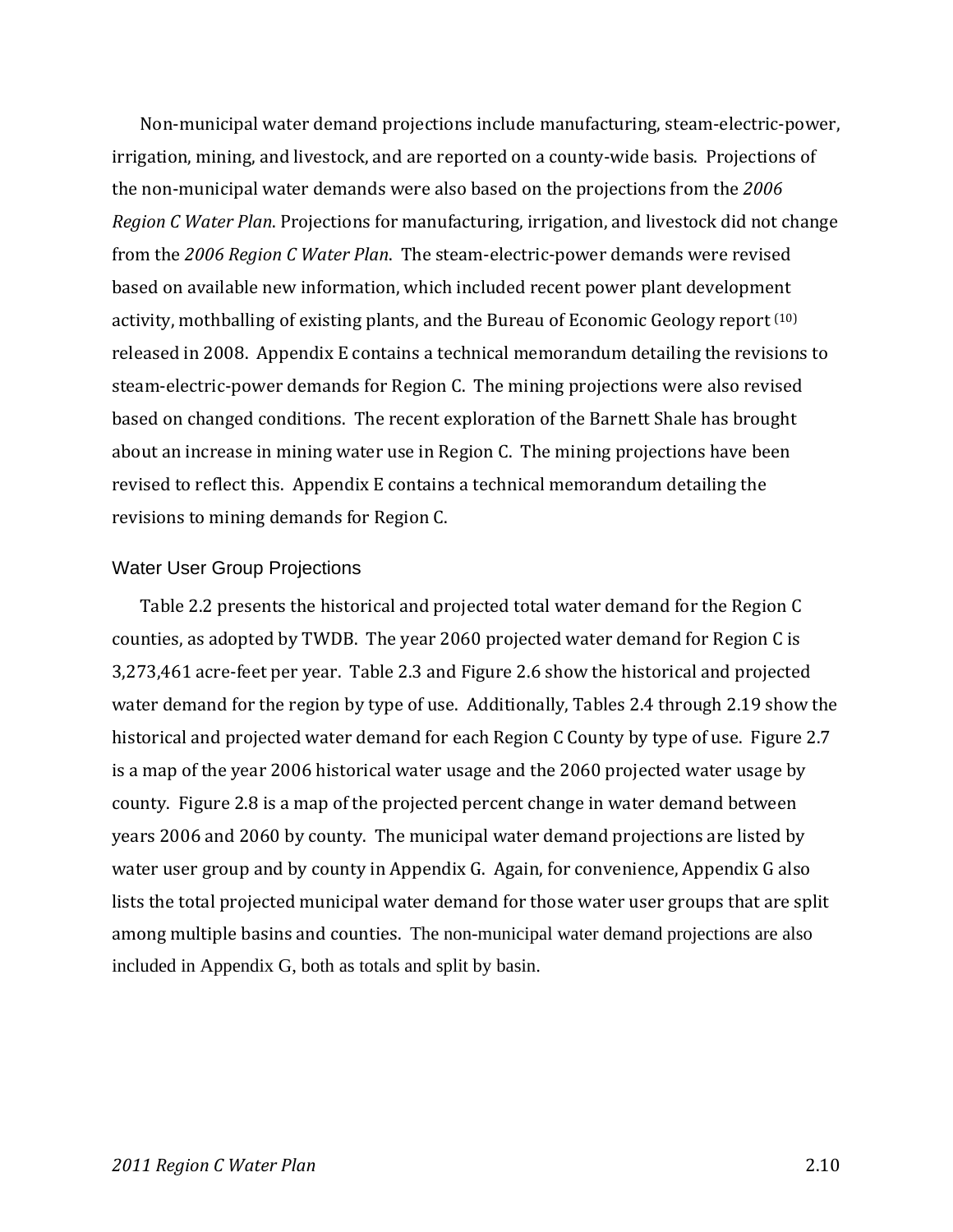Non-municipal water demand projections include manufacturing, steam-electric-power, irrigation, mining, and livestock, and are reported on a county-wide basis. Projections of the non-municipal water demands were also based on the projections from the *2006 Region C Water Plan*. Projections for manufacturing, irrigation, and livestock did not change from the *2006 Region C Water Plan*. The steam-electric-power demands were revised based on available new information, which included recent power plant development activity, mothballing of existing plants, and the Bureau of Economic Geology report [10] released in 2008. Appendix E contains a technical memorandum detailing the revisions to steam-electric-power demands for Region C. The mining projections were also revised based on changed conditions. The recent exploration of the Barnett Shale has brought about an increase in mining water use in Region C. The mining projections have been revised to reflect this. Appendix E contains a technical memorandum detailing the revisions to mining demands for Region C.

### Water User Group Projections

Table 2.2 presents the historical and projected total water demand for the Region C counties, as adopted by TWDB. The year 2060 projected water demand for Region C is 3,273,461 acre-feet per year. Table 2.3 and Figure 2.6 show the historical and projected water demand for the region by type of use. Additionally, Tables 2.4 through 2.19 show the historical and projected water demand for each Region C County by type of use. Figure 2.7 is a map of the year 2006 historical water usage and the 2060 projected water usage by county. Figure 2.8 is a map of the projected percent change in water demand between years 2006 and 2060 by county. The municipal water demand projections are listed by water user group and by county in Appendix G. Again, for convenience, Appendix G also lists the total projected municipal water demand for those water user groups that are split among multiple basins and counties. The non-municipal water demand projections are also included in Appendix G, both as totals and split by basin.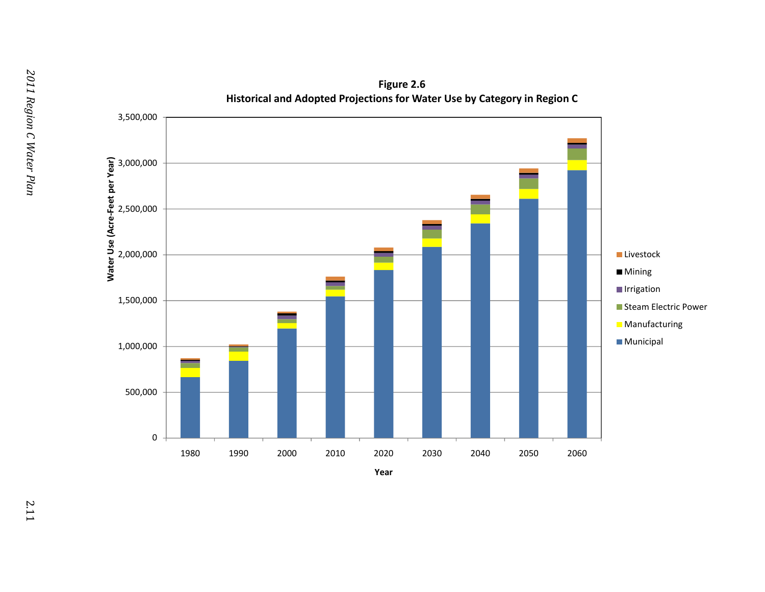**Figure 2.6**
**Historical and Adopted Projections for Water Use by Category in Region C**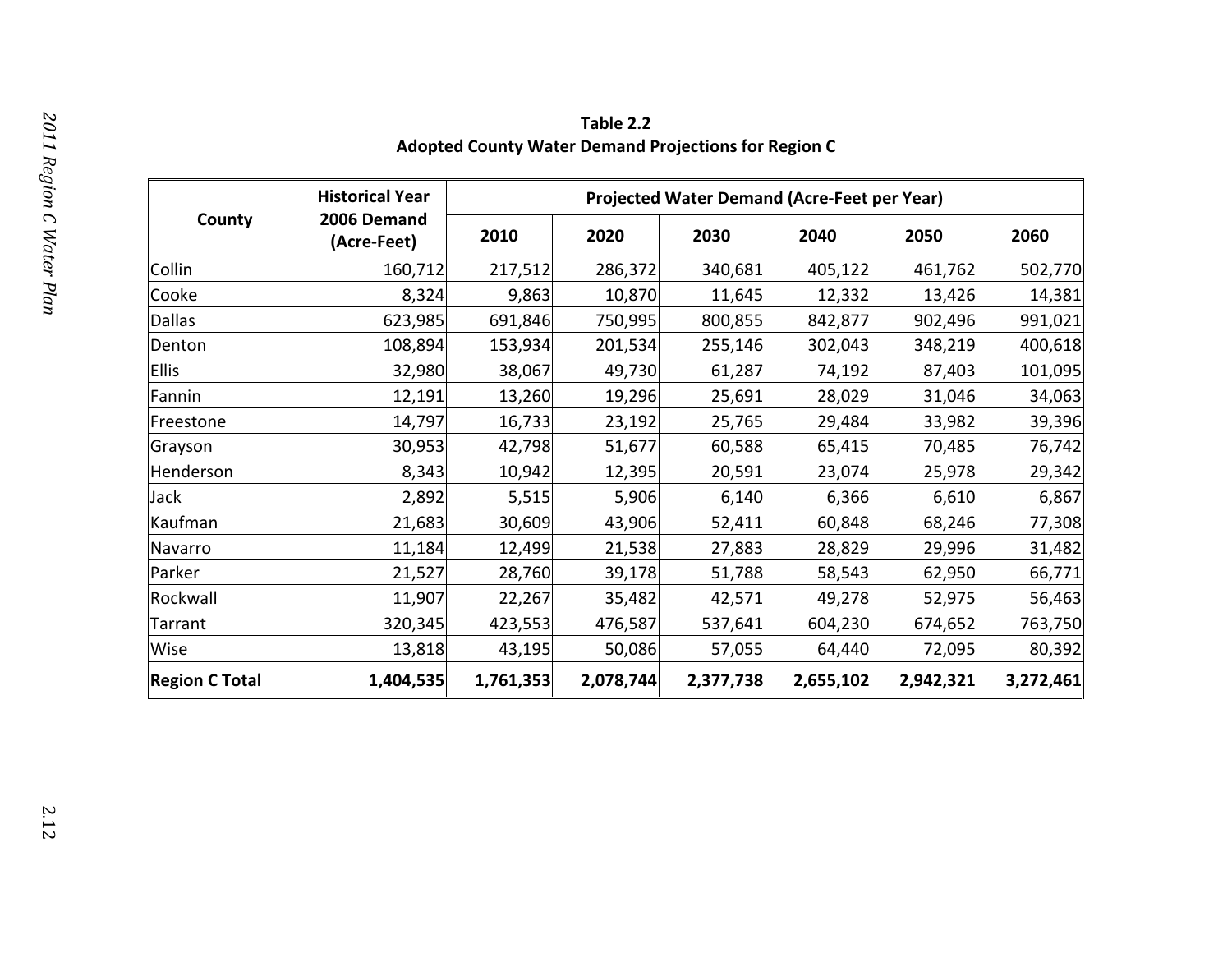**Table 2.2**
**Adopted County Water Demand Projections for Region C**

| County | Historical Year 2006 Demand (Acre-Feet) | Projected Water Demand (Acre-Feet per Year) | | | | | |
|---|---|---|---|---|---|---|---|
| | | 2010 | 2020 | 2030 | 2040 | 2050 | 2060 |
| Collin | 160,712 | 217,512 | 286,372 | 340,681 | 405,122 | 461,762 | 502,770 |
| Cooke | 8,324 | 9,863 | 10,870 | 11,645 | 12,332 | 13,426 | 14,381 |
| Dallas | 623,985 | 691,846 | 750,995 | 800,855 | 842,877 | 902,496 | 991,021 |
| Denton | 108,894 | 153,934 | 201,534 | 255,146 | 302,043 | 348,219 | 400,618 |
| Ellis | 32,980 | 38,067 | 49,730 | 61,287 | 74,192 | 87,403 | 101,095 |
| Fannin | 12,191 | 13,260 | 19,296 | 25,691 | 28,029 | 31,046 | 34,063 |
| Freestone | 14,797 | 16,733 | 23,192 | 25,765 | 29,484 | 33,982 | 39,396 |
| Grayson | 30,953 | 42,798 | 51,677 | 60,588 | 65,415 | 70,485 | 76,742 |
| Henderson | 8,343 | 10,942 | 12,395 | 20,591 | 23,074 | 25,978 | 29,342 |
| Jack | 2,892 | 5,515 | 5,906 | 6,140 | 6,366 | 6,610 | 6,867 |
| Kaufman | 21,683 | 30,609 | 43,906 | 52,411 | 60,848 | 68,246 | 77,308 |
| Navarro | 11,184 | 12,499 | 21,538 | 27,883 | 28,829 | 29,996 | 31,482 |
| Parker | 21,527 | 28,760 | 39,178 | 51,788 | 58,543 | 62,950 | 66,771 |
| Rockwall | 11,907 | 22,267 | 35,482 | 42,571 | 49,278 | 52,975 | 56,463 |
| Tarrant | 320,345 | 423,553 | 476,587 | 537,641 | 604,230 | 674,652 | 763,750 |
| Wise | 13,818 | 43,195 | 50,086 | 57,055 | 64,440 | 72,095 | 80,392 |
| **Region C Total** | **1,404,535** | **1,761,353** | **2,078,744** | **2,377,738** | **2,655,102** | **2,942,321** | **3,272,461** |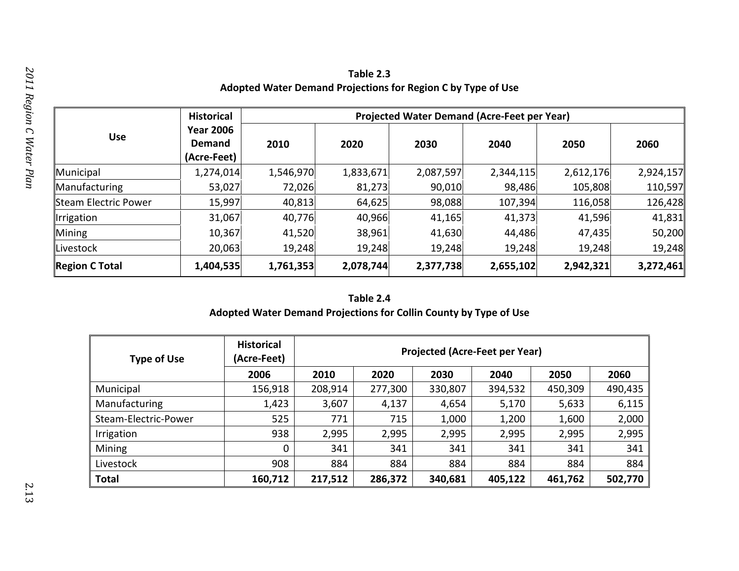**Table 2.3**
**Adopted Water Demand Projections for Region C by Type of Use**

| Use | Historical Year 2006 Demand (Acre-Feet) | Projected Water Demand (Acre-Feet per Year) | | | | | |
|---|---|---|---|---|---|---|---|
| | | 2010 | 2020 | 2030 | 2040 | 2050 | 2060 |
| Municipal | 1,274,014 | 1,546,970 | 1,833,671 | 2,087,597 | 2,344,115 | 2,612,176 | 2,924,157 |
| Manufacturing | 53,027 | 72,026 | 81,273 | 90,010 | 98,486 | 105,808 | 110,597 |
| Steam Electric Power | 15,997 | 40,813 | 64,625 | 98,088 | 107,394 | 116,058 | 126,428 |
| Irrigation | 31,067 | 40,776 | 40,966 | 41,165 | 41,373 | 41,596 | 41,831 |
| Mining | 10,367 | 41,520 | 38,961 | 41,630 | 44,486 | 47,435 | 50,200 |
| Livestock | 20,063 | 19,248 | 19,248 | 19,248 | 19,248 | 19,248 | 19,248 |
| **Region C Total** | **1,404,535** | **1,761,353** | **2,078,744** | **2,377,738** | **2,655,102** | **2,942,321** | **3,272,461** |

**Table 2.4**
**Adopted Water Demand Projections for Collin County by Type of Use**

| Type of Use | Historical (Acre-Feet) | Projected (Acre-Feet per Year) | | | | | |
|---|---|---|---|---|---|---|---|
| | 2006 | 2010 | 2020 | 2030 | 2040 | 2050 | 2060 |
| Municipal | 156,918 | 208,914 | 277,300 | 330,807 | 394,532 | 450,309 | 490,435 |
| Manufacturing | 1,423 | 3,607 | 4,137 | 4,654 | 5,170 | 5,633 | 6,115 |
| Steam-Electric-Power | 525 | 771 | 715 | 1,000 | 1,200 | 1,600 | 2,000 |
| Irrigation | 938 | 2,995 | 2,995 | 2,995 | 2,995 | 2,995 | 2,995 |
| Mining | 0 | 341 | 341 | 341 | 341 | 341 | 341 |
| Livestock | 908 | 884 | 884 | 884 | 884 | 884 | 884 |
| **Total** | **160,712** | **217,512** | **286,372** | **340,681** | **405,122** | **461,762** | **502,770** |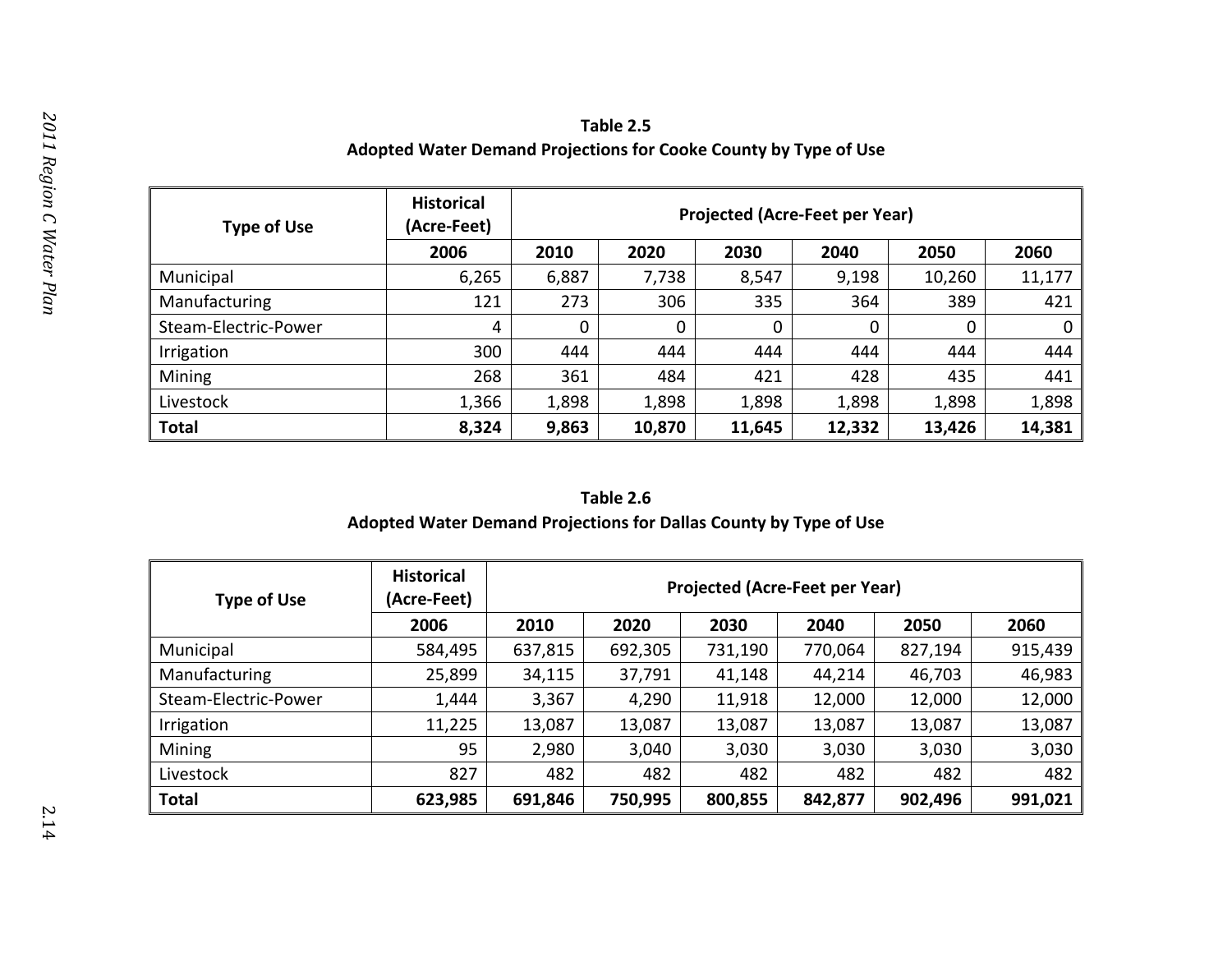**Table 2.5**
**Adopted Water Demand Projections for Cooke County by Type of Use**

| Type of Use | Historical (Acre-Feet) | Projected (Acre-Feet per Year) | | | | | |
|---|---|---|---|---|---|---|---|
| | 2006 | 2010 | 2020 | 2030 | 2040 | 2050 | 2060 |
| Municipal | 6,265 | 6,887 | 7,738 | 8,547 | 9,198 | 10,260 | 11,177 |
| Manufacturing | 121 | 273 | 306 | 335 | 364 | 389 | 421 |
| Steam-Electric-Power | 4 | 0 | 0 | 0 | 0 | 0 | 0 |
| Irrigation | 300 | 444 | 444 | 444 | 444 | 444 | 444 |
| Mining | 268 | 361 | 484 | 421 | 428 | 435 | 441 |
| Livestock | 1,366 | 1,898 | 1,898 | 1,898 | 1,898 | 1,898 | 1,898 |
| **Total** | **8,324** | **9,863** | **10,870** | **11,645** | **12,332** | **13,426** | **14,381** |

**Table 2.6**
**Adopted Water Demand Projections for Dallas County by Type of Use**

| Type of Use | Historical (Acre-Feet) | Projected (Acre-Feet per Year) | | | | | |
|---|---|---|---|---|---|---|---|
| | 2006 | 2010 | 2020 | 2030 | 2040 | 2050 | 2060 |
| Municipal | 584,495 | 637,815 | 692,305 | 731,190 | 770,064 | 827,194 | 915,439 |
| Manufacturing | 25,899 | 34,115 | 37,791 | 41,148 | 44,214 | 46,703 | 46,983 |
| Steam-Electric-Power | 1,444 | 3,367 | 4,290 | 11,918 | 12,000 | 12,000 | 12,000 |
| Irrigation | 11,225 | 13,087 | 13,087 | 13,087 | 13,087 | 13,087 | 13,087 |
| Mining | 95 | 2,980 | 3,040 | 3,030 | 3,030 | 3,030 | 3,030 |
| Livestock | 827 | 482 | 482 | 482 | 482 | 482 | 482 |
| **Total** | **623,985** | **691,846** | **750,995** | **800,855** | **842,877** | **902,496** | **991,021** |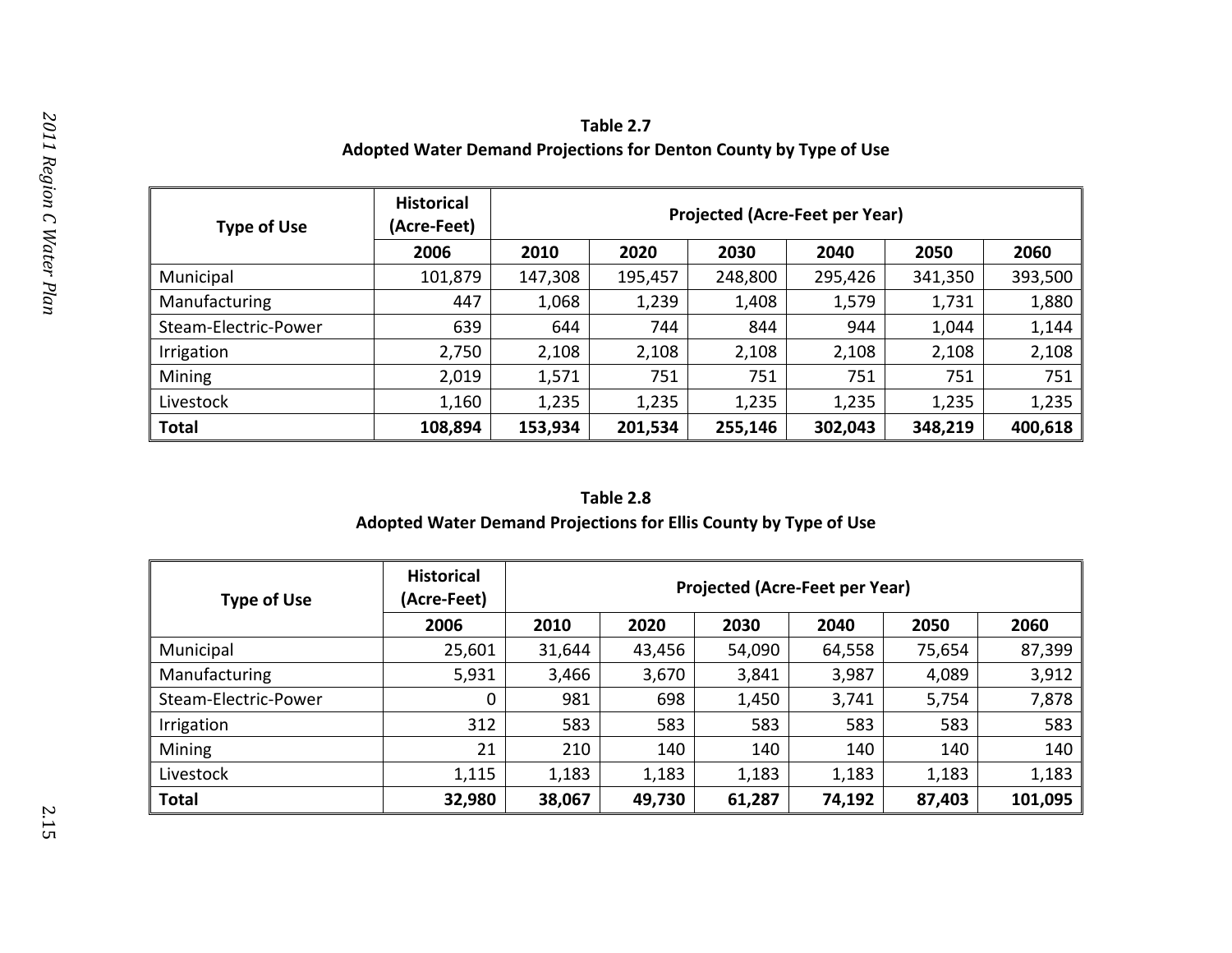**Table 2.7**
**Adopted Water Demand Projections for Denton County by Type of Use**

| Type of Use | Historical (Acre-Feet) | Projected (Acre-Feet per Year) | | | | | |
|---|---|---|---|---|---|---|---|
| | 2006 | 2010 | 2020 | 2030 | 2040 | 2050 | 2060 |
| Municipal | 101,879 | 147,308 | 195,457 | 248,800 | 295,426 | 341,350 | 393,500 |
| Manufacturing | 447 | 1,068 | 1,239 | 1,408 | 1,579 | 1,731 | 1,880 |
| Steam-Electric-Power | 639 | 644 | 744 | 844 | 944 | 1,044 | 1,144 |
| Irrigation | 2,750 | 2,108 | 2,108 | 2,108 | 2,108 | 2,108 | 2,108 |
| Mining | 2,019 | 1,571 | 751 | 751 | 751 | 751 | 751 |
| Livestock | 1,160 | 1,235 | 1,235 | 1,235 | 1,235 | 1,235 | 1,235 |
| **Total** | **108,894** | **153,934** | **201,534** | **255,146** | **302,043** | **348,219** | **400,618** |

**Table 2.8**
**Adopted Water Demand Projections for Ellis County by Type of Use**

| Type of Use | Historical (Acre-Feet) | Projected (Acre-Feet per Year) | | | | | |
|---|---|---|---|---|---|---|---|
| | 2006 | 2010 | 2020 | 2030 | 2040 | 2050 | 2060 |
| Municipal | 25,601 | 31,644 | 43,456 | 54,090 | 64,558 | 75,654 | 87,399 |
| Manufacturing | 5,931 | 3,466 | 3,670 | 3,841 | 3,987 | 4,089 | 3,912 |
| Steam-Electric-Power | 0 | 981 | 698 | 1,450 | 3,741 | 5,754 | 7,878 |
| Irrigation | 312 | 583 | 583 | 583 | 583 | 583 | 583 |
| Mining | 21 | 210 | 140 | 140 | 140 | 140 | 140 |
| Livestock | 1,115 | 1,183 | 1,183 | 1,183 | 1,183 | 1,183 | 1,183 |
| **Total** | **32,980** | **38,067** | **49,730** | **61,287** | **74,192** | **87,403** | **101,095** |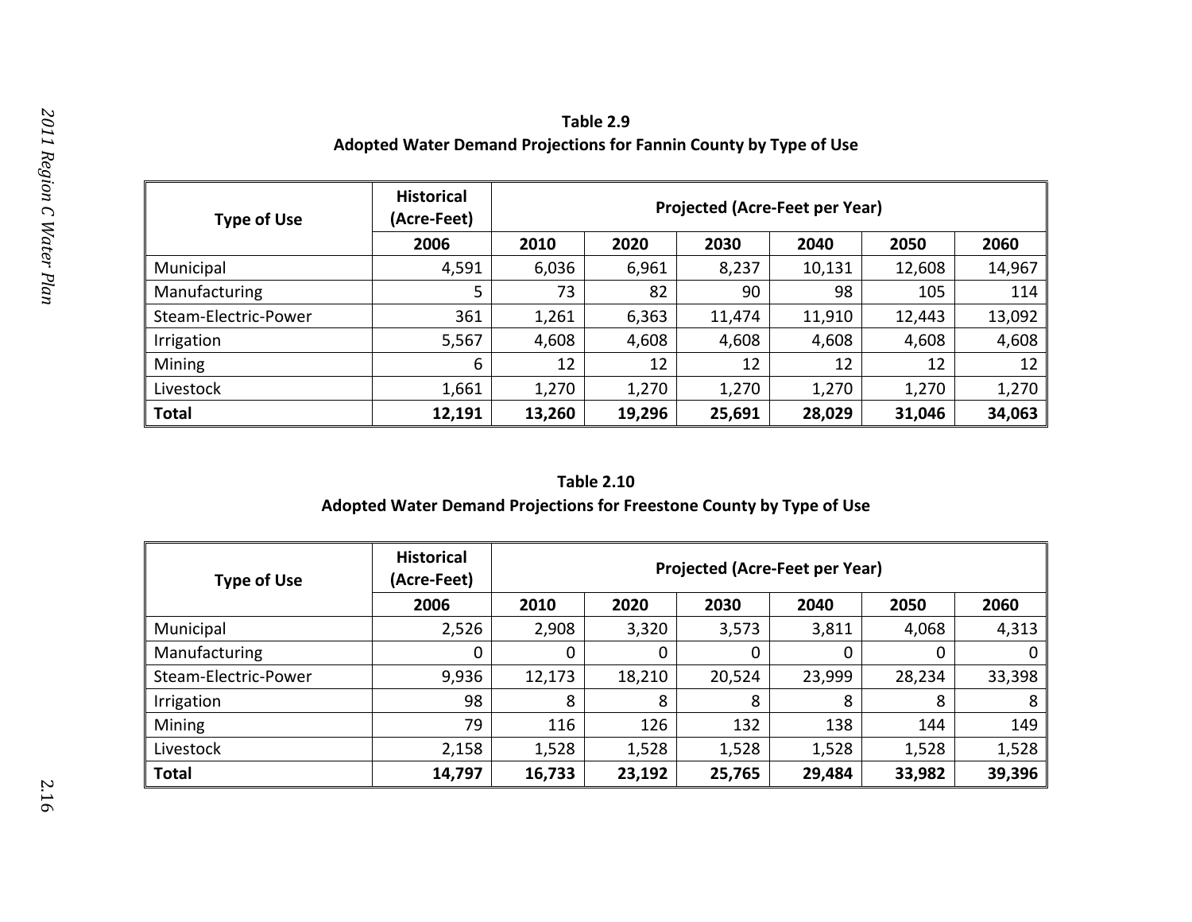**Table 2.9**
**Adopted Water Demand Projections for Fannin County by Type of Use**

| Type of Use | Historical (Acre-Feet) | Projected (Acre-Feet per Year) | | | | | |
|---|---|---|---|---|---|---|---|
| | 2006 | 2010 | 2020 | 2030 | 2040 | 2050 | 2060 |
| Municipal | 4,591 | 6,036 | 6,961 | 8,237 | 10,131 | 12,608 | 14,967 |
| Manufacturing | 5 | 73 | 82 | 90 | 98 | 105 | 114 |
| Steam-Electric-Power | 361 | 1,261 | 6,363 | 11,474 | 11,910 | 12,443 | 13,092 |
| Irrigation | 5,567 | 4,608 | 4,608 | 4,608 | 4,608 | 4,608 | 4,608 |
| Mining | 6 | 12 | 12 | 12 | 12 | 12 | 12 |
| Livestock | 1,661 | 1,270 | 1,270 | 1,270 | 1,270 | 1,270 | 1,270 |
| **Total** | **12,191** | **13,260** | **19,296** | **25,691** | **28,029** | **31,046** | **34,063** |

**Table 2.10**
**Adopted Water Demand Projections for Freestone County by Type of Use**

| Type of Use | Historical (Acre-Feet) | Projected (Acre-Feet per Year) | | | | | |
|---|---|---|---|---|---|---|---|
| | 2006 | 2010 | 2020 | 2030 | 2040 | 2050 | 2060 |
| Municipal | 2,526 | 2,908 | 3,320 | 3,573 | 3,811 | 4,068 | 4,313 |
| Manufacturing | 0 | 0 | 0 | 0 | 0 | 0 | 0 |
| Steam-Electric-Power | 9,936 | 12,173 | 18,210 | 20,524 | 23,999 | 28,234 | 33,398 |
| Irrigation | 98 | 8 | 8 | 8 | 8 | 8 | 8 |
| Mining | 79 | 116 | 126 | 132 | 138 | 144 | 149 |
| Livestock | 2,158 | 1,528 | 1,528 | 1,528 | 1,528 | 1,528 | 1,528 |
| **Total** | **14,797** | **16,733** | **23,192** | **25,765** | **29,484** | **33,982** | **39,396** |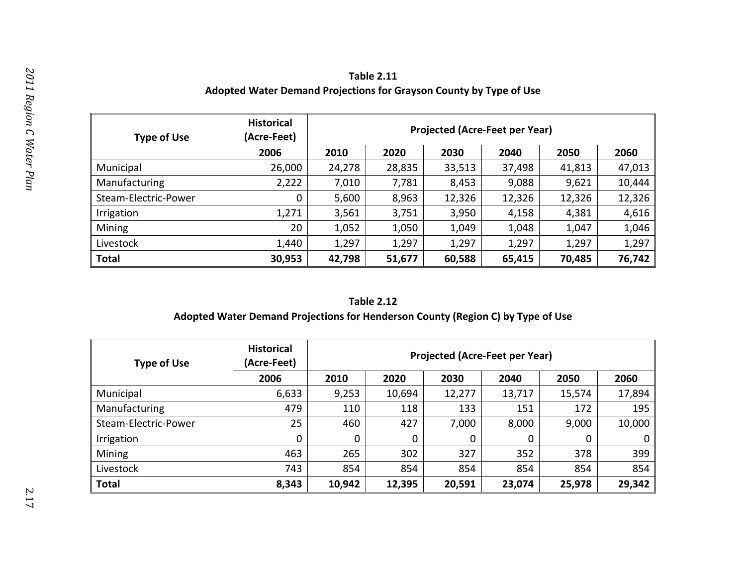**Table 2.11**
**Adopted Water Demand Projections for Grayson County by Type of Use**

| Type of Use | Historical (Acre-Feet) | Projected (Acre-Feet per Year) | | | | | |
|---|---|---|---|---|---|---|---|
| | 2006 | 2010 | 2020 | 2030 | 2040 | 2050 | 2060 |
| Municipal | 26,000 | 24,278 | 28,835 | 33,513 | 37,498 | 41,813 | 47,013 |
| Manufacturing | 2,222 | 7,010 | 7,781 | 8,453 | 9,088 | 9,621 | 10,444 |
| Steam-Electric-Power | 0 | 5,600 | 8,963 | 12,326 | 12,326 | 12,326 | 12,326 |
| Irrigation | 1,271 | 3,561 | 3,751 | 3,950 | 4,158 | 4,381 | 4,616 |
| Mining | 20 | 1,052 | 1,050 | 1,049 | 1,048 | 1,047 | 1,046 |
| Livestock | 1,440 | 1,297 | 1,297 | 1,297 | 1,297 | 1,297 | 1,297 |
| **Total** | **30,953** | **42,798** | **51,677** | **60,588** | **65,415** | **70,485** | **76,742** |

**Table 2.12**
**Adopted Water Demand Projections for Henderson County (Region C) by Type of Use**

| Type of Use | Historical (Acre-Feet) | Projected (Acre-Feet per Year) | | | | | |
|---|---|---|---|---|---|---|---|
| | 2006 | 2010 | 2020 | 2030 | 2040 | 2050 | 2060 |
| Municipal | 6,633 | 9,253 | 10,694 | 12,277 | 13,717 | 15,574 | 17,894 |
| Manufacturing | 479 | 110 | 118 | 133 | 151 | 172 | 195 |
| Steam-Electric-Power | 25 | 460 | 427 | 7,000 | 8,000 | 9,000 | 10,000 |
| Irrigation | 0 | 0 | 0 | 0 | 0 | 0 | 0 |
| Mining | 463 | 265 | 302 | 327 | 352 | 378 | 399 |
| Livestock | 743 | 854 | 854 | 854 | 854 | 854 | 854 |
| **Total** | **8,343** | **10,942** | **12,395** | **20,591** | **23,074** | **25,978** | **29,342** |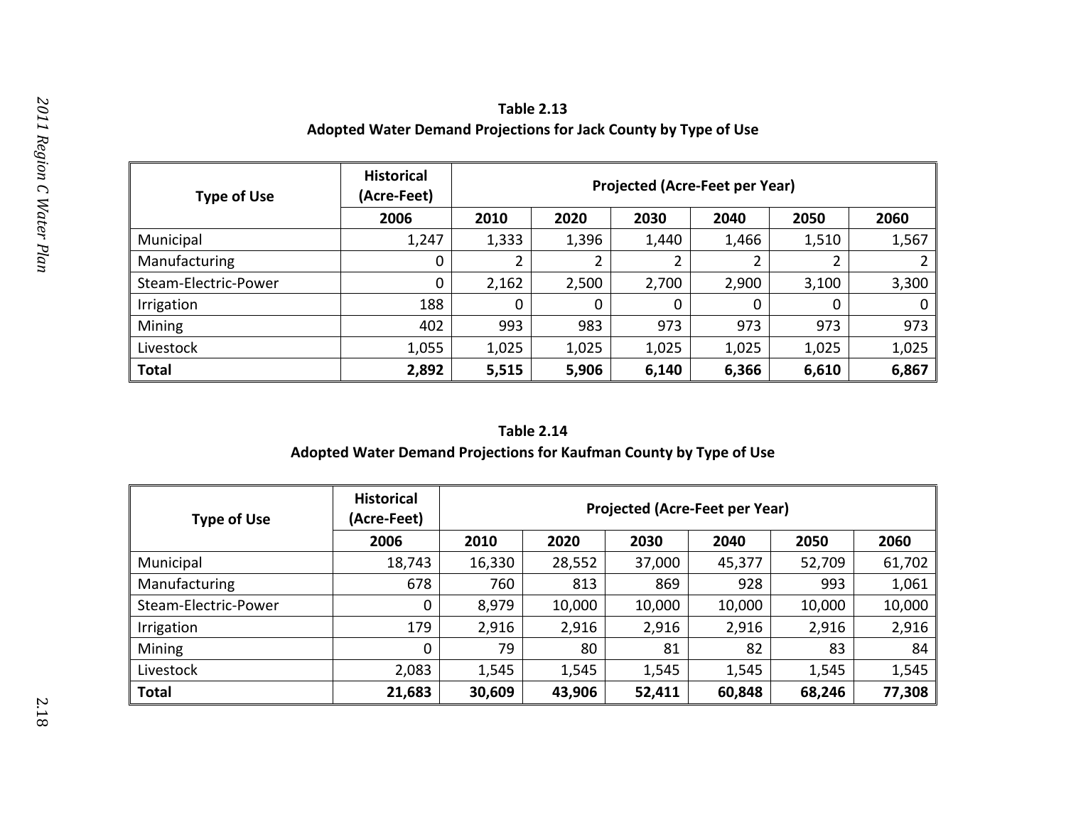**Table 2.13**
**Adopted Water Demand Projections for Jack County by Type of Use**

| Type of Use | Historical (Acre-Feet) | Projected (Acre-Feet per Year) | | | | | |
|---|---|---|---|---|---|---|---|
| | 2006 | 2010 | 2020 | 2030 | 2040 | 2050 | 2060 |
| Municipal | 1,247 | 1,333 | 1,396 | 1,440 | 1,466 | 1,510 | 1,567 |
| Manufacturing | 0 | 2 | 2 | 2 | 2 | 2 | 2 |
| Steam-Electric-Power | 0 | 2,162 | 2,500 | 2,700 | 2,900 | 3,100 | 3,300 |
| Irrigation | 188 | 0 | 0 | 0 | 0 | 0 | 0 |
| Mining | 402 | 993 | 983 | 973 | 973 | 973 | 973 |
| Livestock | 1,055 | 1,025 | 1,025 | 1,025 | 1,025 | 1,025 | 1,025 |
| **Total** | **2,892** | **5,515** | **5,906** | **6,140** | **6,366** | **6,610** | **6,867** |

**Table 2.14**
**Adopted Water Demand Projections for Kaufman County by Type of Use**

| Type of Use | Historical (Acre-Feet) | Projected (Acre-Feet per Year) | | | | | |
|---|---|---|---|---|---|---|---|
| | 2006 | 2010 | 2020 | 2030 | 2040 | 2050 | 2060 |
| Municipal | 18,743 | 16,330 | 28,552 | 37,000 | 45,377 | 52,709 | 61,702 |
| Manufacturing | 678 | 760 | 813 | 869 | 928 | 993 | 1,061 |
| Steam-Electric-Power | 0 | 8,979 | 10,000 | 10,000 | 10,000 | 10,000 | 10,000 |
| Irrigation | 179 | 2,916 | 2,916 | 2,916 | 2,916 | 2,916 | 2,916 |
| Mining | 0 | 79 | 80 | 81 | 82 | 83 | 84 |
| Livestock | 2,083 | 1,545 | 1,545 | 1,545 | 1,545 | 1,545 | 1,545 |
| **Total** | **21,683** | **30,609** | **43,906** | **52,411** | **60,848** | **68,246** | **77,308** |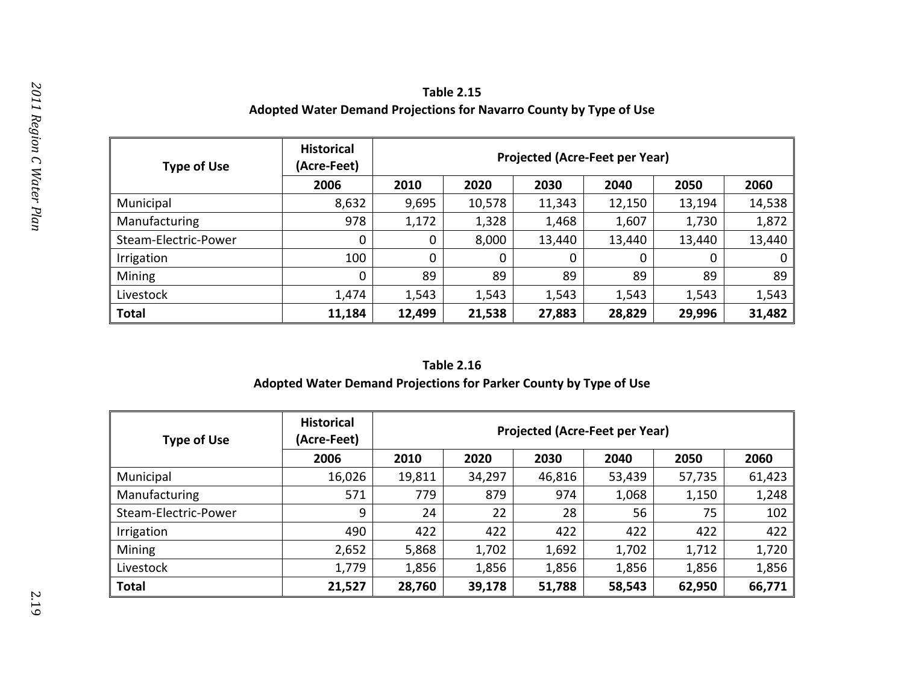**Table 2.15**
**Adopted Water Demand Projections for Navarro County by Type of Use**

| Type of Use | Historical (Acre-Feet) | Projected (Acre-Feet per Year) | | | | | |
|---|---|---|---|---|---|---|---|
| | 2006 | 2010 | 2020 | 2030 | 2040 | 2050 | 2060 |
| Municipal | 8,632 | 9,695 | 10,578 | 11,343 | 12,150 | 13,194 | 14,538 |
| Manufacturing | 978 | 1,172 | 1,328 | 1,468 | 1,607 | 1,730 | 1,872 |
| Steam-Electric-Power | 0 | 0 | 8,000 | 13,440 | 13,440 | 13,440 | 13,440 |
| Irrigation | 100 | 0 | 0 | 0 | 0 | 0 | 0 |
| Mining | 0 | 89 | 89 | 89 | 89 | 89 | 89 |
| Livestock | 1,474 | 1,543 | 1,543 | 1,543 | 1,543 | 1,543 | 1,543 |
| **Total** | **11,184** | **12,499** | **21,538** | **27,883** | **28,829** | **29,996** | **31,482** |

**Table 2.16**
**Adopted Water Demand Projections for Parker County by Type of Use**

| Type of Use | Historical (Acre-Feet) | Projected (Acre-Feet per Year) | | | | | |
|---|---|---|---|---|---|---|---|
| | 2006 | 2010 | 2020 | 2030 | 2040 | 2050 | 2060 |
| Municipal | 16,026 | 19,811 | 34,297 | 46,816 | 53,439 | 57,735 | 61,423 |
| Manufacturing | 571 | 779 | 879 | 974 | 1,068 | 1,150 | 1,248 |
| Steam-Electric-Power | 9 | 24 | 22 | 28 | 56 | 75 | 102 |
| Irrigation | 490 | 422 | 422 | 422 | 422 | 422 | 422 |
| Mining | 2,652 | 5,868 | 1,702 | 1,692 | 1,702 | 1,712 | 1,720 |
| Livestock | 1,779 | 1,856 | 1,856 | 1,856 | 1,856 | 1,856 | 1,856 |
| **Total** | **21,527** | **28,760** | **39,178** | **51,788** | **58,543** | **62,950** | **66,771** |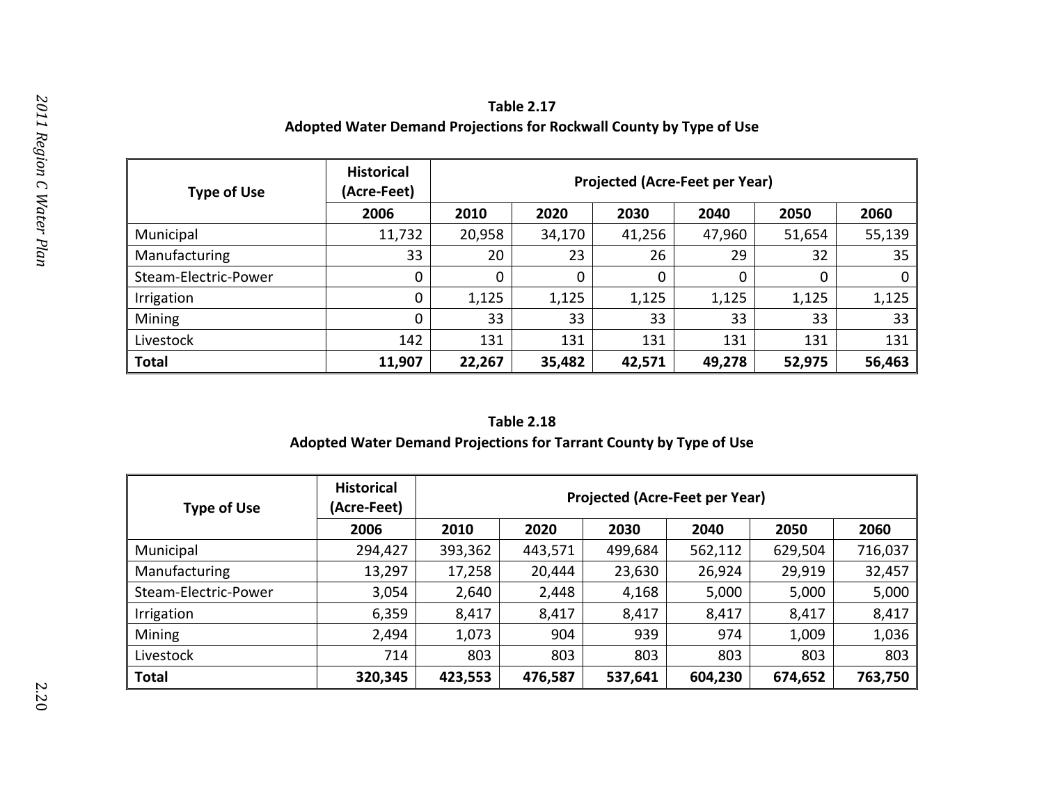**Table 2.17**
**Adopted Water Demand Projections for Rockwall County by Type of Use**

| Type of Use | Historical (Acre-Feet) | Projected (Acre-Feet per Year) | | | | | |
|---|---|---|---|---|---|---|---|
| | 2006 | 2010 | 2020 | 2030 | 2040 | 2050 | 2060 |
| Municipal | 11,732 | 20,958 | 34,170 | 41,256 | 47,960 | 51,654 | 55,139 |
| Manufacturing | 33 | 20 | 23 | 26 | 29 | 32 | 35 |
| Steam-Electric-Power | 0 | 0 | 0 | 0 | 0 | 0 | 0 |
| Irrigation | 0 | 1,125 | 1,125 | 1,125 | 1,125 | 1,125 | 1,125 |
| Mining | 0 | 33 | 33 | 33 | 33 | 33 | 33 |
| Livestock | 142 | 131 | 131 | 131 | 131 | 131 | 131 |
| **Total** | **11,907** | **22,267** | **35,482** | **42,571** | **49,278** | **52,975** | **56,463** |

**Table 2.18**
**Adopted Water Demand Projections for Tarrant County by Type of Use**

| Type of Use | Historical (Acre-Feet) | Projected (Acre-Feet per Year) | | | | | |
|---|---|---|---|---|---|---|---|
| | 2006 | 2010 | 2020 | 2030 | 2040 | 2050 | 2060 |
| Municipal | 294,427 | 393,362 | 443,571 | 499,684 | 562,112 | 629,504 | 716,037 |
| Manufacturing | 13,297 | 17,258 | 20,444 | 23,630 | 26,924 | 29,919 | 32,457 |
| Steam-Electric-Power | 3,054 | 2,640 | 2,448 | 4,168 | 5,000 | 5,000 | 5,000 |
| Irrigation | 6,359 | 8,417 | 8,417 | 8,417 | 8,417 | 8,417 | 8,417 |
| Mining | 2,494 | 1,073 | 904 | 939 | 974 | 1,009 | 1,036 |
| Livestock | 714 | 803 | 803 | 803 | 803 | 803 | 803 |
| **Total** | **320,345** | **423,553** | **476,587** | **537,641** | **604,230** | **674,652** | **763,750** |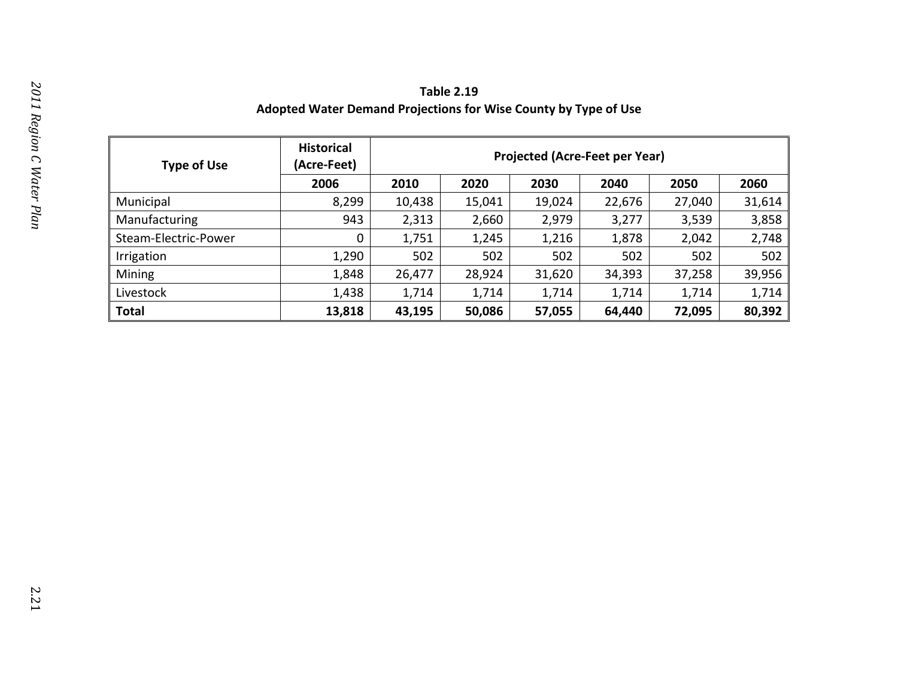**Table 2.19**
**Adopted Water Demand Projections for Wise County by Type of Use**

| Type of Use | Historical (Acre-Feet) | Projected (Acre-Feet per Year) | | | | | |
|---|---|---|---|---|---|---|---|
| | 2006 | 2010 | 2020 | 2030 | 2040 | 2050 | 2060 |
| Municipal | 8,299 | 10,438 | 15,041 | 19,024 | 22,676 | 27,040 | 31,614 |
| Manufacturing | 943 | 2,313 | 2,660 | 2,979 | 3,277 | 3,539 | 3,858 |
| Steam-Electric-Power | 0 | 1,751 | 1,245 | 1,216 | 1,878 | 2,042 | 2,748 |
| Irrigation | 1,290 | 502 | 502 | 502 | 502 | 502 | 502 |
| Mining | 1,848 | 26,477 | 28,924 | 31,620 | 34,393 | 37,258 | 39,956 |
| Livestock | 1,438 | 1,714 | 1,714 | 1,714 | 1,714 | 1,714 | 1,714 |
| **Total** | **13,818** | **43,195** | **50,086** | **57,055** | **64,440** | **72,095** | **80,392** |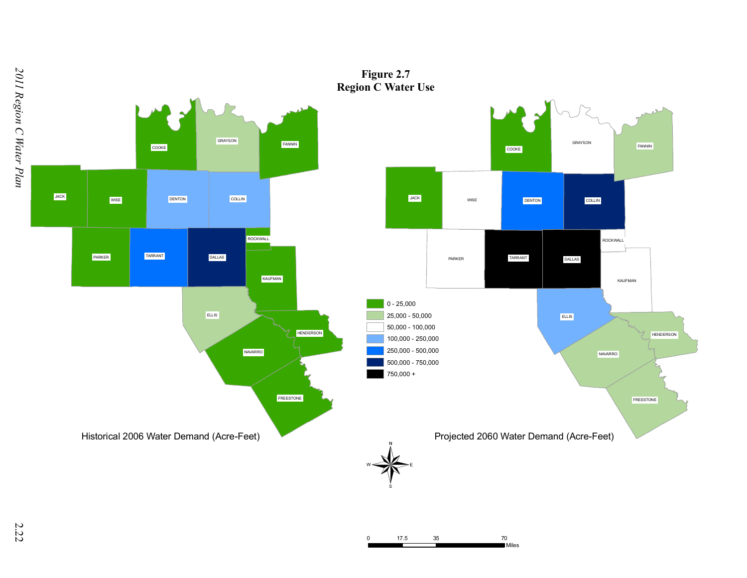**Figure 2.7**
**Region C Water Use**

Historical 2006 Water Demand (Acre-Feet)

Projected 2060 Water Demand (Acre-Feet)

| Legend |
| --- |
| 0 - 25,000 |
| 25,000 - 50,000 |
| 50,000 - 100,000 |
| 100,000 - 250,000 |
| 250,000 - 500,000 |
| 500,000 - 750,000 |
| 750,000 + |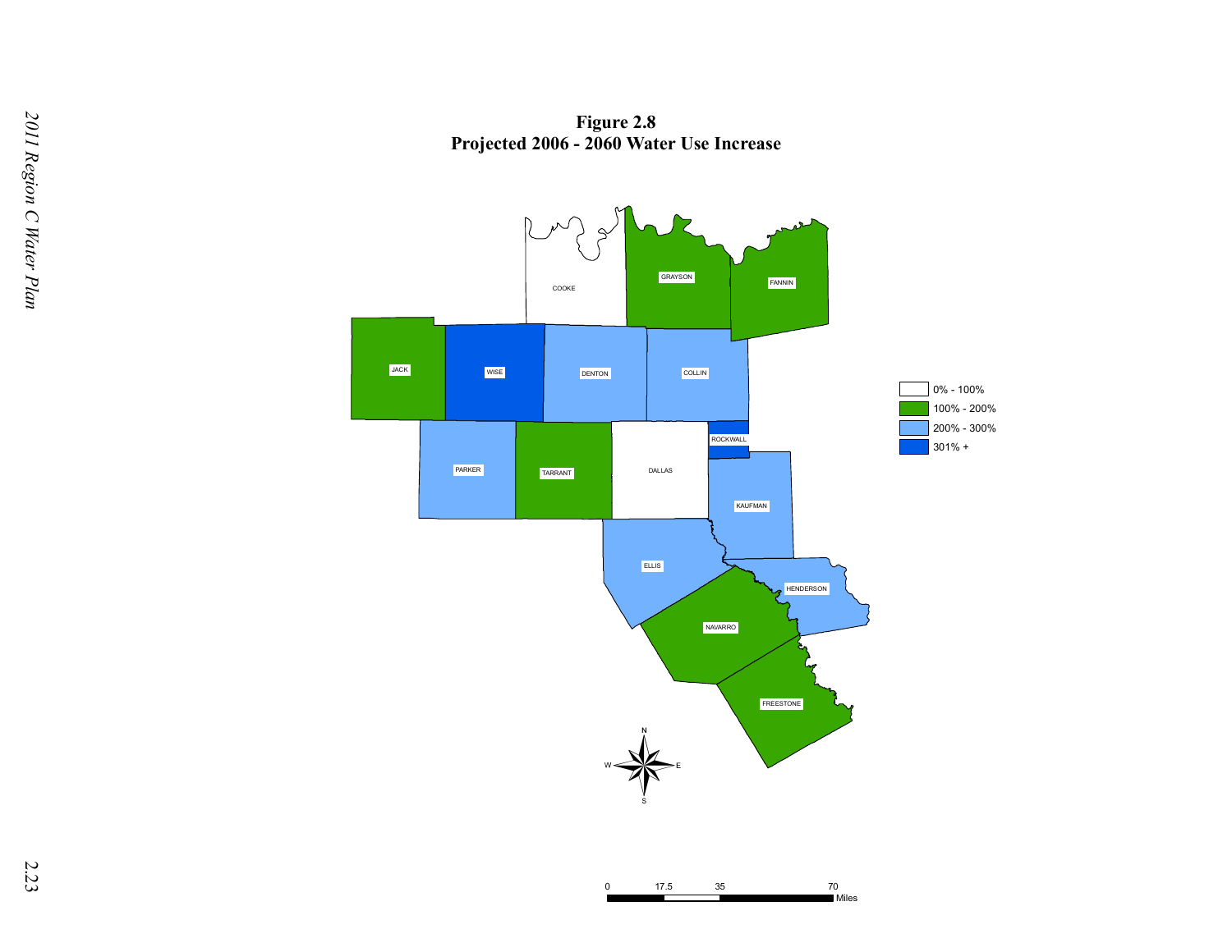**Figure 2.8**
**Projected 2006 - 2060 Water Use Increase**

| Legend | |
|---|---|
| 0% - 100% | COOKE, DALLAS |
| 100% - 200% | GRAYSON, FANNIN, JACK, TARRANT, NAVARRO, FREESTONE |
| 200% - 300% | DENTON, COLLIN, PARKER, KAUFMAN, ELLIS, HENDERSON |
| 301% + | WISE, ROCKWALL |

0 17.5 35 70 Miles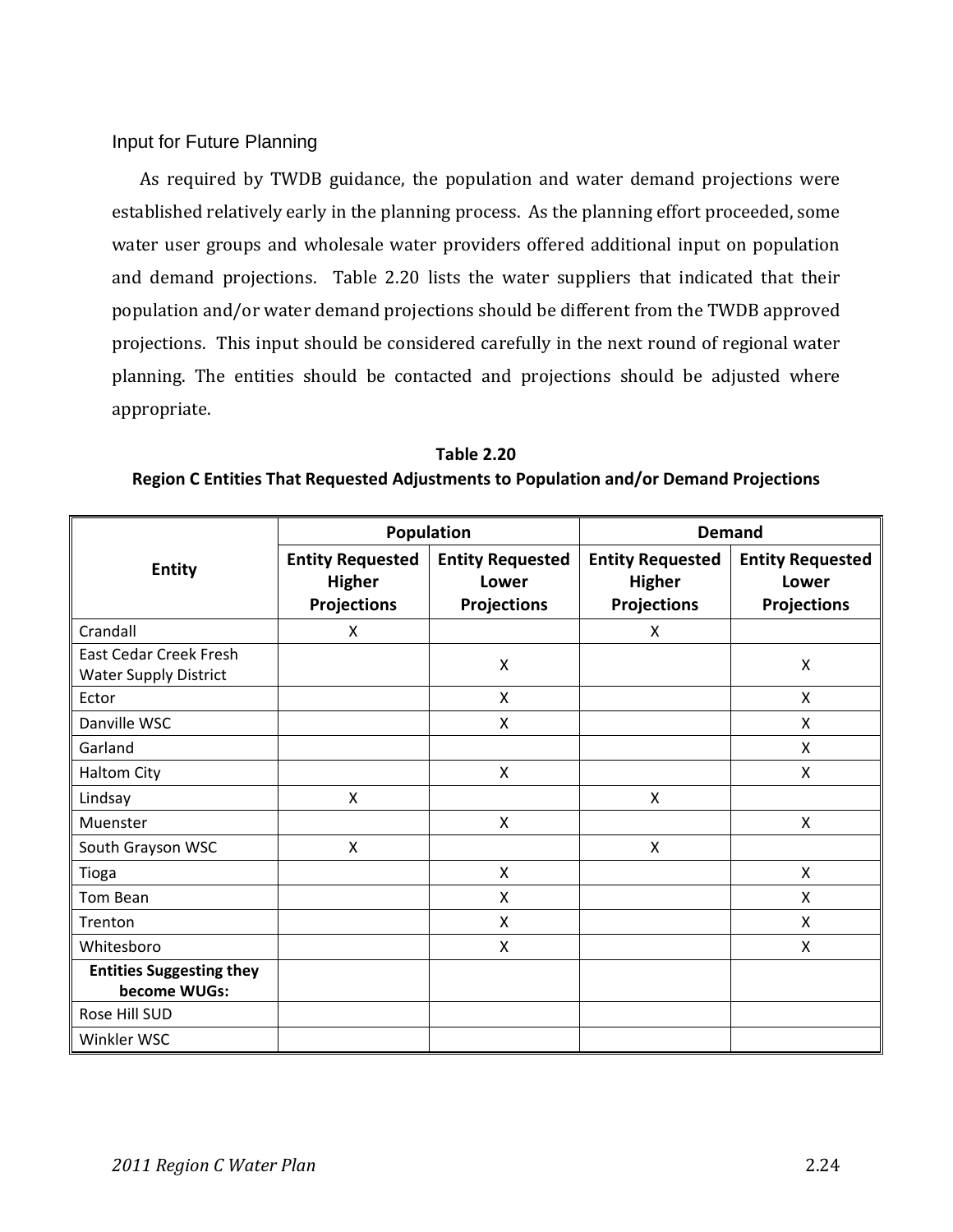### Input for Future Planning

As required by TWDB guidance, the population and water demand projections were established relatively early in the planning process. As the planning effort proceeded, some water user groups and wholesale water providers offered additional input on population and demand projections. Table 2.20 lists the water suppliers that indicated that their population and/or water demand projections should be different from the TWDB approved projections. This input should be considered carefully in the next round of regional water planning. The entities should be contacted and projections should be adjusted where appropriate.

**Table 2.20**
**Region C Entities That Requested Adjustments to Population and/or Demand Projections**

| Entity | Population | | Demand | |
|---|---|---|---|---|
| | **Entity Requested Higher Projections** | **Entity Requested Lower Projections** | **Entity Requested Higher Projections** | **Entity Requested Lower Projections** |
| Crandall | X | | X | |
| East Cedar Creek Fresh Water Supply District | | X | | X |
| Ector | | X | | X |
| Danville WSC | | X | | X |
| Garland | | | | X |
| Haltom City | | X | | X |
| Lindsay | X | | X | |
| Muenster | | X | | X |
| South Grayson WSC | X | | X | |
| Tioga | | X | | X |
| Tom Bean | | X | | X |
| Trenton | | X | | X |
| Whitesboro | | X | | X |
| **Entities Suggesting they become WUGs:** | | | | |
| Rose Hill SUD | | | | |
| Winkler WSC | | | | |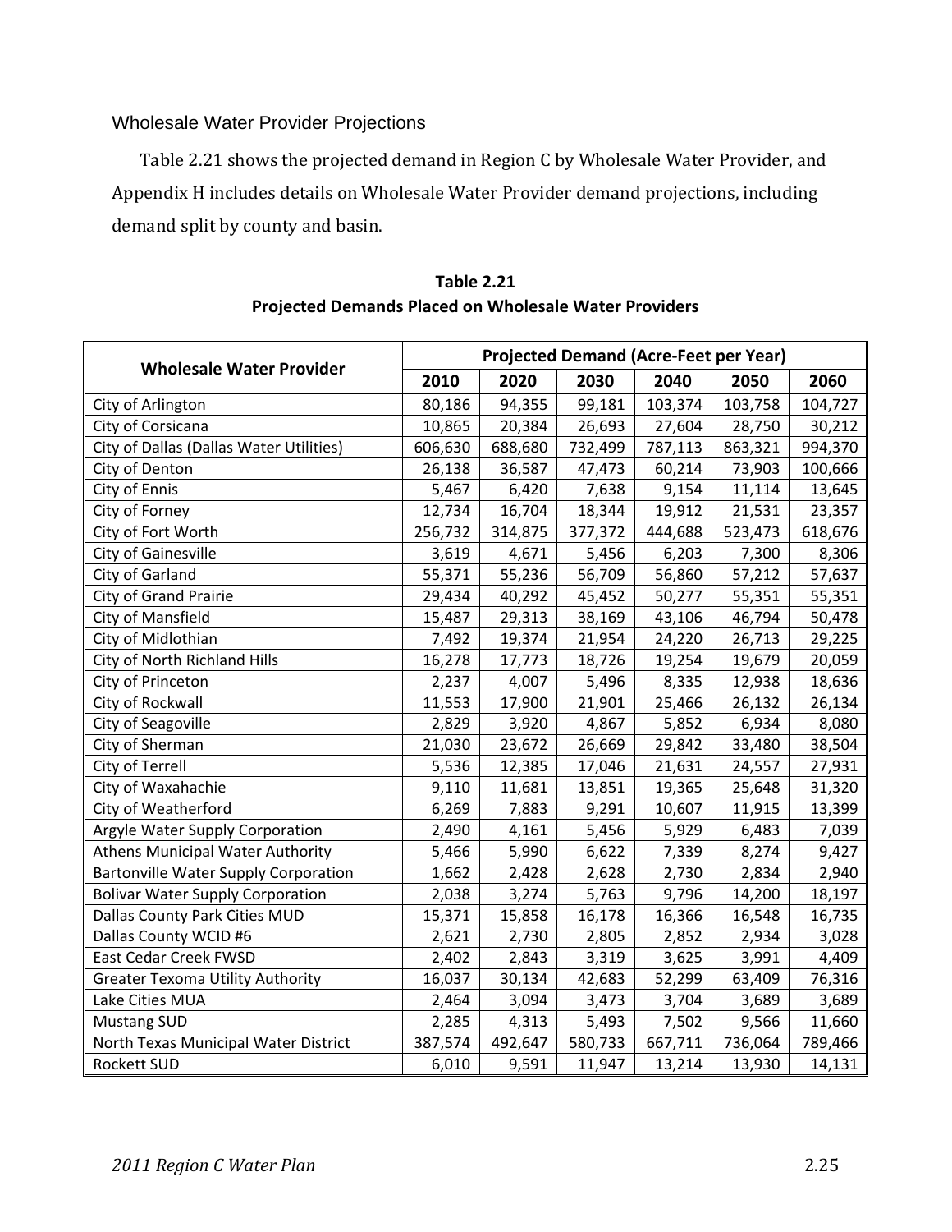### Wholesale Water Provider Projections

Table 2.21 shows the projected demand in Region C by Wholesale Water Provider, and Appendix H includes details on Wholesale Water Provider demand projections, including demand split by county and basin.

**Table 2.21**
**Projected Demands Placed on Wholesale Water Providers**

| Wholesale Water Provider | Projected Demand (Acre-Feet per Year) | | | | | |
|---|---|---|---|---|---|---|
| | 2010 | 2020 | 2030 | 2040 | 2050 | 2060 |
| City of Arlington | 80,186 | 94,355 | 99,181 | 103,374 | 103,758 | 104,727 |
| City of Corsicana | 10,865 | 20,384 | 26,693 | 27,604 | 28,750 | 30,212 |
| City of Dallas (Dallas Water Utilities) | 606,630 | 688,680 | 732,499 | 787,113 | 863,321 | 994,370 |
| City of Denton | 26,138 | 36,587 | 47,473 | 60,214 | 73,903 | 100,666 |
| City of Ennis | 5,467 | 6,420 | 7,638 | 9,154 | 11,114 | 13,645 |
| City of Forney | 12,734 | 16,704 | 18,344 | 19,912 | 21,531 | 23,357 |
| City of Fort Worth | 256,732 | 314,875 | 377,372 | 444,688 | 523,473 | 618,676 |
| City of Gainesville | 3,619 | 4,671 | 5,456 | 6,203 | 7,300 | 8,306 |
| City of Garland | 55,371 | 55,236 | 56,709 | 56,860 | 57,212 | 57,637 |
| City of Grand Prairie | 29,434 | 40,292 | 45,452 | 50,277 | 55,351 | 55,351 |
| City of Mansfield | 15,487 | 29,313 | 38,169 | 43,106 | 46,794 | 50,478 |
| City of Midlothian | 7,492 | 19,374 | 21,954 | 24,220 | 26,713 | 29,225 |
| City of North Richland Hills | 16,278 | 17,773 | 18,726 | 19,254 | 19,679 | 20,059 |
| City of Princeton | 2,237 | 4,007 | 5,496 | 8,335 | 12,938 | 18,636 |
| City of Rockwall | 11,553 | 17,900 | 21,901 | 25,466 | 26,132 | 26,134 |
| City of Seagoville | 2,829 | 3,920 | 4,867 | 5,852 | 6,934 | 8,080 |
| City of Sherman | 21,030 | 23,672 | 26,669 | 29,842 | 33,480 | 38,504 |
| City of Terrell | 5,536 | 12,385 | 17,046 | 21,631 | 24,557 | 27,931 |
| City of Waxahachie | 9,110 | 11,681 | 13,851 | 19,365 | 25,648 | 31,320 |
| City of Weatherford | 6,269 | 7,883 | 9,291 | 10,607 | 11,915 | 13,399 |
| Argyle Water Supply Corporation | 2,490 | 4,161 | 5,456 | 5,929 | 6,483 | 7,039 |
| Athens Municipal Water Authority | 5,466 | 5,990 | 6,622 | 7,339 | 8,274 | 9,427 |
| Bartonville Water Supply Corporation | 1,662 | 2,428 | 2,628 | 2,730 | 2,834 | 2,940 |
| Bolivar Water Supply Corporation | 2,038 | 3,274 | 5,763 | 9,796 | 14,200 | 18,197 |
| Dallas County Park Cities MUD | 15,371 | 15,858 | 16,178 | 16,366 | 16,548 | 16,735 |
| Dallas County WCID #6 | 2,621 | 2,730 | 2,805 | 2,852 | 2,934 | 3,028 |
| East Cedar Creek FWSD | 2,402 | 2,843 | 3,319 | 3,625 | 3,991 | 4,409 |
| Greater Texoma Utility Authority | 16,037 | 30,134 | 42,683 | 52,299 | 63,409 | 76,316 |
| Lake Cities MUA | 2,464 | 3,094 | 3,473 | 3,704 | 3,689 | 3,689 |
| Mustang SUD | 2,285 | 4,313 | 5,493 | 7,502 | 9,566 | 11,660 |
| North Texas Municipal Water District | 387,574 | 492,647 | 580,733 | 667,711 | 736,064 | 789,466 |
| Rockett SUD | 6,010 | 9,591 | 11,947 | 13,214 | 13,930 | 14,131 |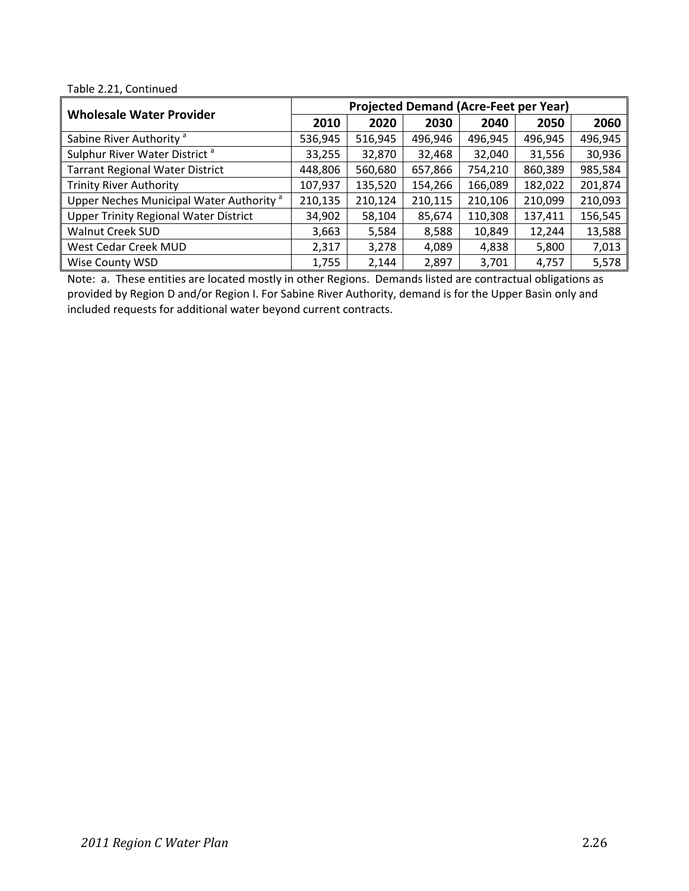Table 2.21, Continued

| Wholesale Water Provider | Projected Demand (Acre-Feet per Year) | | | | | |
|---|---|---|---|---|---|---|
| | **2010** | **2020** | **2030** | **2040** | **2050** | **2060** |
| Sabine River Authority [a] | 536,945 | 516,945 | 496,946 | 496,945 | 496,945 | 496,945 |
| Sulphur River Water District [a] | 33,255 | 32,870 | 32,468 | 32,040 | 31,556 | 30,936 |
| Tarrant Regional Water District | 448,806 | 560,680 | 657,866 | 754,210 | 860,389 | 985,584 |
| Trinity River Authority | 107,937 | 135,520 | 154,266 | 166,089 | 182,022 | 201,874 |
| Upper Neches Municipal Water Authority [a] | 210,135 | 210,124 | 210,115 | 210,106 | 210,099 | 210,093 |
| Upper Trinity Regional Water District | 34,902 | 58,104 | 85,674 | 110,308 | 137,411 | 156,545 |
| Walnut Creek SUD | 3,663 | 5,584 | 8,588 | 10,849 | 12,244 | 13,588 |
| West Cedar Creek MUD | 2,317 | 3,278 | 4,089 | 4,838 | 5,800 | 7,013 |
| Wise County WSD | 1,755 | 2,144 | 2,897 | 3,701 | 4,757 | 5,578 |

Note: a. These entities are located mostly in other Regions. Demands listed are contractual obligations as provided by Region D and/or Region I. For Sabine River Authority, demand is for the Upper Basin only and included requests for additional water beyond current contracts.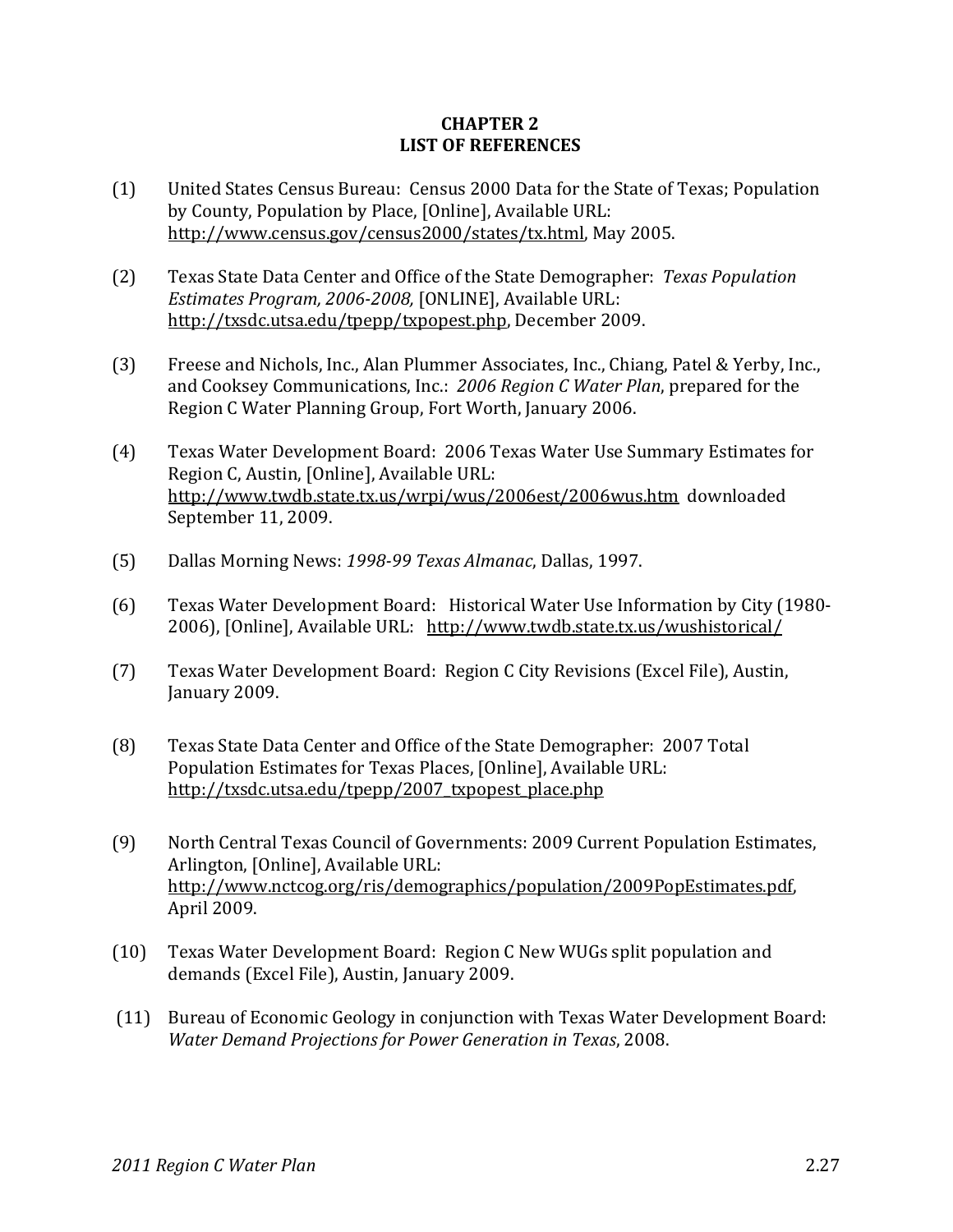# CHAPTER 2
# LIST OF REFERENCES

(1) United States Census Bureau: Census 2000 Data for the State of Texas; Population by County, Population by Place, [Online], Available URL: http://www.census.gov/census2000/states/tx.html, May 2005.

(2) Texas State Data Center and Office of the State Demographer: *Texas Population Estimates Program, 2006-2008,* [ONLINE], Available URL: http://txsdc.utsa.edu/tpepp/txpopest.php, December 2009.

(3) Freese and Nichols, Inc., Alan Plummer Associates, Inc., Chiang, Patel & Yerby, Inc., and Cooksey Communications, Inc.: *2006 Region C Water Plan*, prepared for the Region C Water Planning Group, Fort Worth, January 2006.

(4) Texas Water Development Board: 2006 Texas Water Use Summary Estimates for Region C, Austin, [Online], Available URL: http://www.twdb.state.tx.us/wrpi/wus/2006est/2006wus.htm downloaded September 11, 2009.

(5) Dallas Morning News: *1998-99 Texas Almanac*, Dallas, 1997.

(6) Texas Water Development Board: Historical Water Use Information by City (1980-2006), [Online], Available URL: http://www.twdb.state.tx.us/wushistorical/

(7) Texas Water Development Board: Region C City Revisions (Excel File), Austin, January 2009.

(8) Texas State Data Center and Office of the State Demographer: 2007 Total Population Estimates for Texas Places, [Online], Available URL: http://txsdc.utsa.edu/tpepp/2007_txpopest_place.php

(9) North Central Texas Council of Governments: 2009 Current Population Estimates, Arlington, [Online], Available URL: http://www.nctcog.org/ris/demographics/population/2009PopEstimates.pdf, April 2009.

(10) Texas Water Development Board: Region C New WUGs split population and demands (Excel File), Austin, January 2009.

(11) Bureau of Economic Geology in conjunction with Texas Water Development Board: *Water Demand Projections for Power Generation in Texas*, 2008.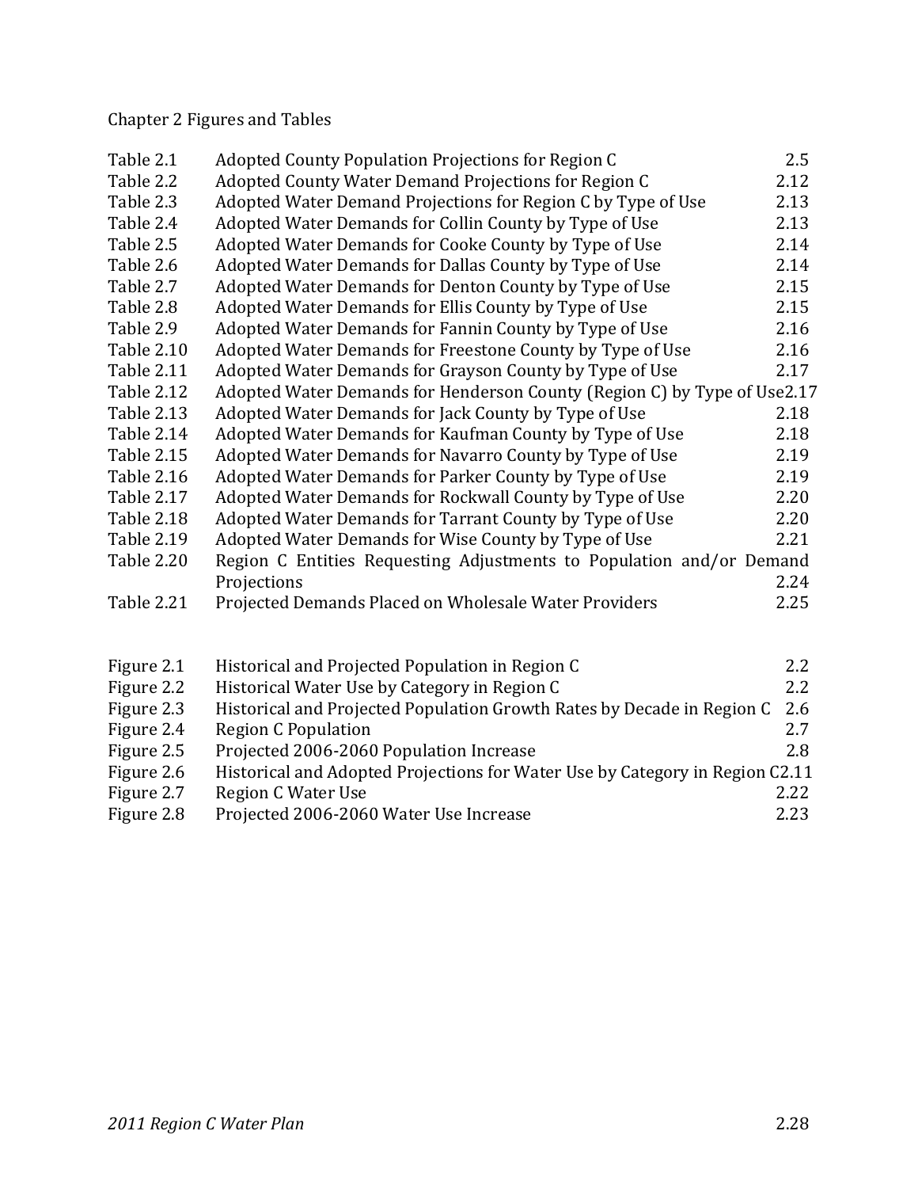Chapter 2 Figures and Tables

| | | |
|---|---|---|
| Table 2.1 | Adopted County Population Projections for Region C | 2.5 |
| Table 2.2 | Adopted County Water Demand Projections for Region C | 2.12 |
| Table 2.3 | Adopted Water Demand Projections for Region C by Type of Use | 2.13 |
| Table 2.4 | Adopted Water Demands for Collin County by Type of Use | 2.13 |
| Table 2.5 | Adopted Water Demands for Cooke County by Type of Use | 2.14 |
| Table 2.6 | Adopted Water Demands for Dallas County by Type of Use | 2.14 |
| Table 2.7 | Adopted Water Demands for Denton County by Type of Use | 2.15 |
| Table 2.8 | Adopted Water Demands for Ellis County by Type of Use | 2.15 |
| Table 2.9 | Adopted Water Demands for Fannin County by Type of Use | 2.16 |
| Table 2.10 | Adopted Water Demands for Freestone County by Type of Use | 2.16 |
| Table 2.11 | Adopted Water Demands for Grayson County by Type of Use | 2.17 |
| Table 2.12 | Adopted Water Demands for Henderson County (Region C) by Type of Use | 2.17 |
| Table 2.13 | Adopted Water Demands for Jack County by Type of Use | 2.18 |
| Table 2.14 | Adopted Water Demands for Kaufman County by Type of Use | 2.18 |
| Table 2.15 | Adopted Water Demands for Navarro County by Type of Use | 2.19 |
| Table 2.16 | Adopted Water Demands for Parker County by Type of Use | 2.19 |
| Table 2.17 | Adopted Water Demands for Rockwall County by Type of Use | 2.20 |
| Table 2.18 | Adopted Water Demands for Tarrant County by Type of Use | 2.20 |
| Table 2.19 | Adopted Water Demands for Wise County by Type of Use | 2.21 |
| Table 2.20 | Region C Entities Requesting Adjustments to Population and/or Demand Projections | 2.24 |
| Table 2.21 | Projected Demands Placed on Wholesale Water Providers | 2.25 |

| | | |
|---|---|---|
| Figure 2.1 | Historical and Projected Population in Region C | 2.2 |
| Figure 2.2 | Historical Water Use by Category in Region C | 2.2 |
| Figure 2.3 | Historical and Projected Population Growth Rates by Decade in Region C | 2.6 |
| Figure 2.4 | Region C Population | 2.7 |
| Figure 2.5 | Projected 2006-2060 Population Increase | 2.8 |
| Figure 2.6 | Historical and Adopted Projections for Water Use by Category in Region C | 2.11 |
| Figure 2.7 | Region C Water Use | 2.22 |
| Figure 2.8 | Projected 2006-2060 Water Use Increase | 2.23 |